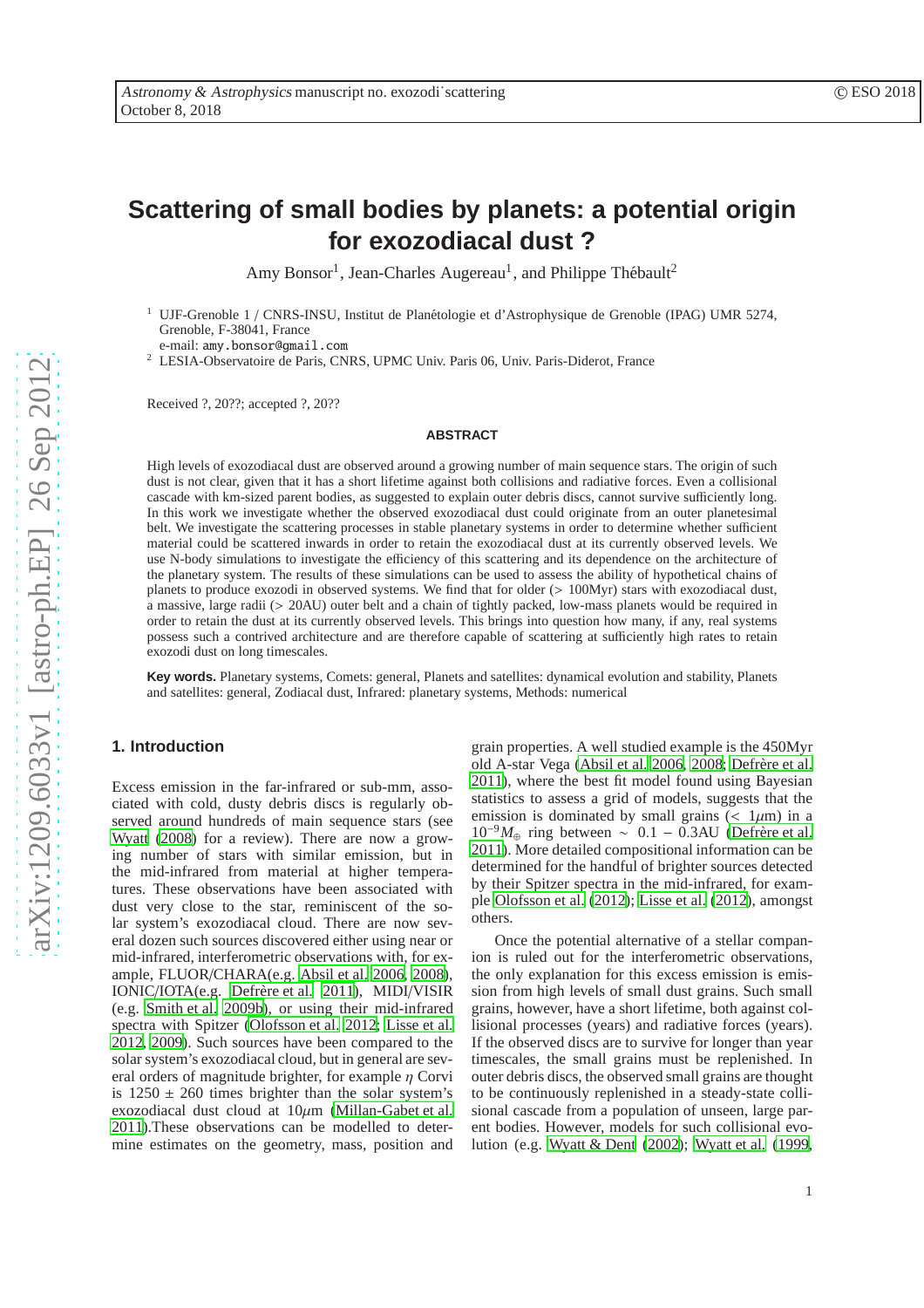# Scattering of small bodies by planets: a potential origin for exozodiacal dust ?

Amy Bonsor[1], Jean-Charles Augereau[1], and Philippe Thébault[2]

[1] UJF-Grenoble 1 / CNRS-INSU, Institut de Planétologie et d'Astrophysique de Grenoble (IPAG) UMR 5274, Grenoble, F-38041, France
e-mail: amy.bonsor@gmail.com

[2] LESIA-Observatoire de Paris, CNRS, UPMC Univ. Paris 06, Univ. Paris-Diderot, France

Received ?, 20??; accepted ?, 20??

## ABSTRACT

High levels of exozodiacal dust are observed around a growing number of main sequence stars. The origin of such dust is not clear, given that it has a short lifetime against both collisions and radiative forces. Even a collisional cascade with km-sized parent bodies, as suggested to explain outer debris discs, cannot survive sufficiently long. In this work we investigate whether the observed exozodiacal dust could originate from an outer planetesimal belt. We investigate the scattering processes in stable planetary systems in order to determine whether sufficient material could be scattered inwards in order to retain the exozodiacal dust at its currently observed levels. We use N-body simulations to investigate the efficiency of this scattering and its dependence on the architecture of the planetary system. The results of these simulations can be used to assess the ability of hypothetical chains of planets to produce exozodi in observed systems. We find that for older (> 100Myr) stars with exozodiacal dust, a massive, large radii (> 20AU) outer belt and a chain of tightly packed, low-mass planets would be required in order to retain the dust at its currently observed levels. This brings into question how many, if any, real systems possess such a contrived architecture and are therefore capable of scattering at sufficiently high rates to retain exozodi dust on long timescales.

**Key words.** Planetary systems, Comets: general, Planets and satellites: dynamical evolution and stability, Planets and satellites: general, Zodiacal dust, Infrared: planetary systems, Methods: numerical

## 1. Introduction

Excess emission in the far-infrared or sub-mm, associated with cold, dusty debris discs is regularly observed around hundreds of main sequence stars (see Wyatt (2008) for a review). There are now a growing number of stars with similar emission, but in the mid-infrared from material at higher temperatures. These observations have been associated with dust very close to the star, reminiscent of the solar system's exozodiacal cloud. There are now several dozen such sources discovered either using near or mid-infrared, interferometric observations with, for example, FLUOR/CHARA(e.g. Absil et al. 2006, 2008), IONIC/IOTA(e.g. Defrère et al. 2011), MIDI/VISIR (e.g. Smith et al. 2009b), or using their mid-infrared spectra with Spitzer (Olofsson et al. 2012; Lisse et al. 2012, 2009). Such sources have been compared to the solar system's exozodiacal cloud, but in general are several orders of magnitude brighter, for example $\eta$ Corvi is 1250 ± 260 times brighter than the solar system's exozodiacal dust cloud at 10$\mu$m (Millan-Gabet et al. 2011).These observations can be modelled to determine estimates on the geometry, mass, position and grain properties. A well studied example is the 450Myr old A-star Vega (Absil et al. 2006, 2008; Defrère et al. 2011), where the best fit model found using Bayesian statistics to assess a grid of models, suggests that the emission is dominated by small grains (< 1$\mu$m) in a $10^{-9}M_\oplus$ ring between ~ 0.1 – 0.3AU (Defrère et al. 2011). More detailed compositional information can be determined for the handful of brighter sources detected by their Spitzer spectra in the mid-infrared, for example Olofsson et al. (2012); Lisse et al. (2012), amongst others.

Once the potential alternative of a stellar companion is ruled out for the interferometric observations, the only explanation for this excess emission is emission from high levels of small dust grains. Such small grains, however, have a short lifetime, both against collisional processes (years) and radiative forces (years). If the observed discs are to survive for longer than year timescales, the small grains must be replenished. In outer debris discs, the observed small grains are thought to be continuously replenished in a steady-state collisional cascade from a population of unseen, large parent bodies. However, models for such collisional evolution (e.g. Wyatt & Dent (2002); Wyatt et al. (1999,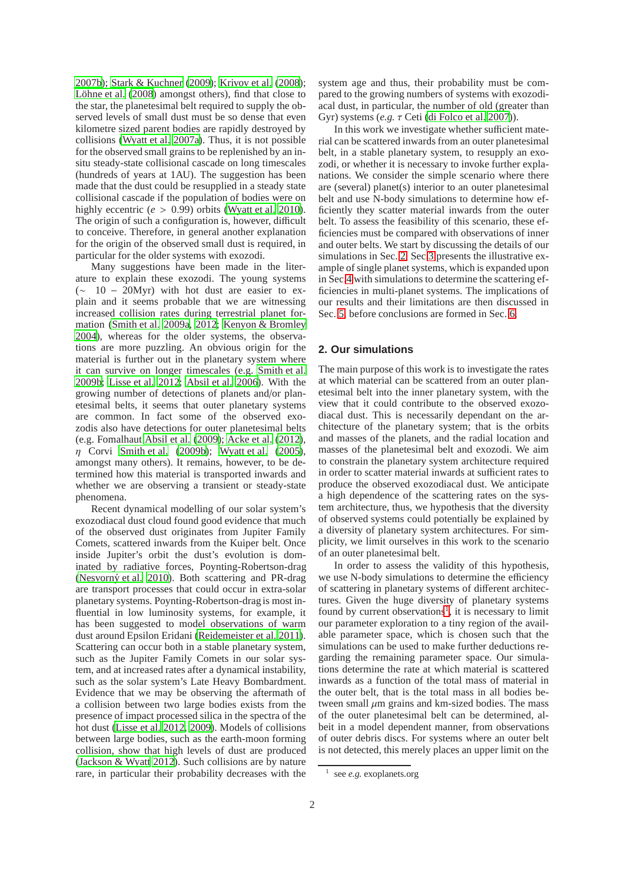2007b); Stark & Kuchner (2009); Krivov et al. (2008); Löhne et al. (2008) amongst others), find that close to the star, the planetesimal belt required to supply the observed levels of small dust must be so dense that even kilometre sized parent bodies are rapidly destroyed by collisions (Wyatt et al. 2007a). Thus, it is not possible for the observed small grains to be replenished by an in-situ steady-state collisional cascade on long timescales (hundreds of years at 1AU). The suggestion has been made that the dust could be resupplied in a steady state collisional cascade if the population of bodies were on highly eccentric ($e > 0.99$) orbits (Wyatt et al. 2010). The origin of such a configuration is, however, difficult to conceive. Therefore, in general another explanation for the origin of the observed small dust is required, in particular for the older systems with exozodi.

Many suggestions have been made in the literature to explain these exozodi. The young systems ($\sim$ 10 – 20Myr) with hot dust are easier to explain and it seems probable that we are witnessing increased collision rates during terrestrial planet formation (Smith et al. 2009a, 2012; Kenyon & Bromley 2004), whereas for the older systems, the observations are more puzzling. An obvious origin for the material is further out in the planetary system where it can survive on longer timescales (e.g. Smith et al. 2009b; Lisse et al. 2012; Absil et al. 2006). With the growing number of detections of planets and/or planetesimal belts, it seems that outer planetary systems are common. In fact some of the observed exozodis also have detections for outer planetesimal belts (e.g. Fomalhaut Absil et al. (2009); Acke et al. (2012), $\eta$ Corvi Smith et al. (2009b); Wyatt et al. (2005), amongst many others). It remains, however, to be determined how this material is transported inwards and whether we are observing a transient or steady-state phenomena.

Recent dynamical modelling of our solar system's exozodiacal dust cloud found good evidence that much of the observed dust originates from Jupiter Family Comets, scattered inwards from the Kuiper belt. Once inside Jupiter's orbit the dust's evolution is dominated by radiative forces, Poynting-Robertson-drag (Nesvorný et al. 2010). Both scattering and PR-drag are transport processes that could occur in extra-solar planetary systems. Poynting-Robertson-drag is most influential in low luminosity systems, for example, it has been suggested to model observations of warm dust around Epsilon Eridani (Reidemeister et al. 2011). Scattering can occur both in a stable planetary system, such as the Jupiter Family Comets in our solar system, and at increased rates after a dynamical instability, such as the solar system's Late Heavy Bombardment. Evidence that we may be observing the aftermath of a collision between two large bodies exists from the presence of impact processed silica in the spectra of the hot dust (Lisse et al. 2012, 2009). Models of collisions between large bodies, such as the earth-moon forming collision, show that high levels of dust are produced (Jackson & Wyatt 2012). Such collisions are by nature rare, in particular their probability decreases with the system age and thus, their probability must be compared to the growing numbers of systems with exozodiacal dust, in particular, the number of old (greater than Gyr) systems (*e.g.* $\tau$ Ceti (di Folco et al. 2007)).

In this work we investigate whether sufficient material can be scattered inwards from an outer planetesimal belt, in a stable planetary system, to resupply an exozodi, or whether it is necessary to invoke further explanations. We consider the simple scenario where there are (several) planet(s) interior to an outer planetesimal belt and use N-body simulations to determine how efficiently they scatter material inwards from the outer belt. To assess the feasibility of this scenario, these efficiencies must be compared with observations of inner and outer belts. We start by discussing the details of our simulations in Sec. 2. Sec. 3 presents the illustrative example of single planet systems, which is expanded upon in Sec. 4 with simulations to determine the scattering efficiencies in multi-planet systems. The implications of our results and their limitations are then discussed in Sec. 5, before conclusions are formed in Sec. 6.

## 2. Our simulations

The main purpose of this work is to investigate the rates at which material can be scattered from an outer planetesimal belt into the inner planetary system, with the view that it could contribute to the observed exozodiacal dust. This is necessarily dependant on the architecture of the planetary system; that is the orbits and masses of the planets, and the radial location and masses of the planetesimal belt and exozodi. We aim to constrain the planetary system architecture required in order to scatter material inwards at sufficient rates to produce the observed exozodiacal dust. We anticipate a high dependence of the scattering rates on the system architecture, thus, we hypothesis that the diversity of observed systems could potentially be explained by a diversity of planetary system architectures. For simplicity, we limit ourselves in this work to the scenario of an outer planetesimal belt.

In order to assess the validity of this hypothesis, we use N-body simulations to determine the efficiency of scattering in planetary systems of different architectures. Given the huge diversity of planetary systems found by current observations[1], it is necessary to limit our parameter exploration to a tiny region of the available parameter space, which is chosen such that the simulations can be used to make further deductions regarding the remaining parameter space. Our simulations determine the rate at which material is scattered inwards as a function of the total mass of material in the outer belt, that is the total mass in all bodies between small $\mu$m grains and km-sized bodies. The mass of the outer planetesimal belt can be determined, albeit in a model dependent manner, from observations of outer debris discs. For systems where an outer belt is not detected, this merely places an upper limit on the

[1] see *e.g.* exoplanets.org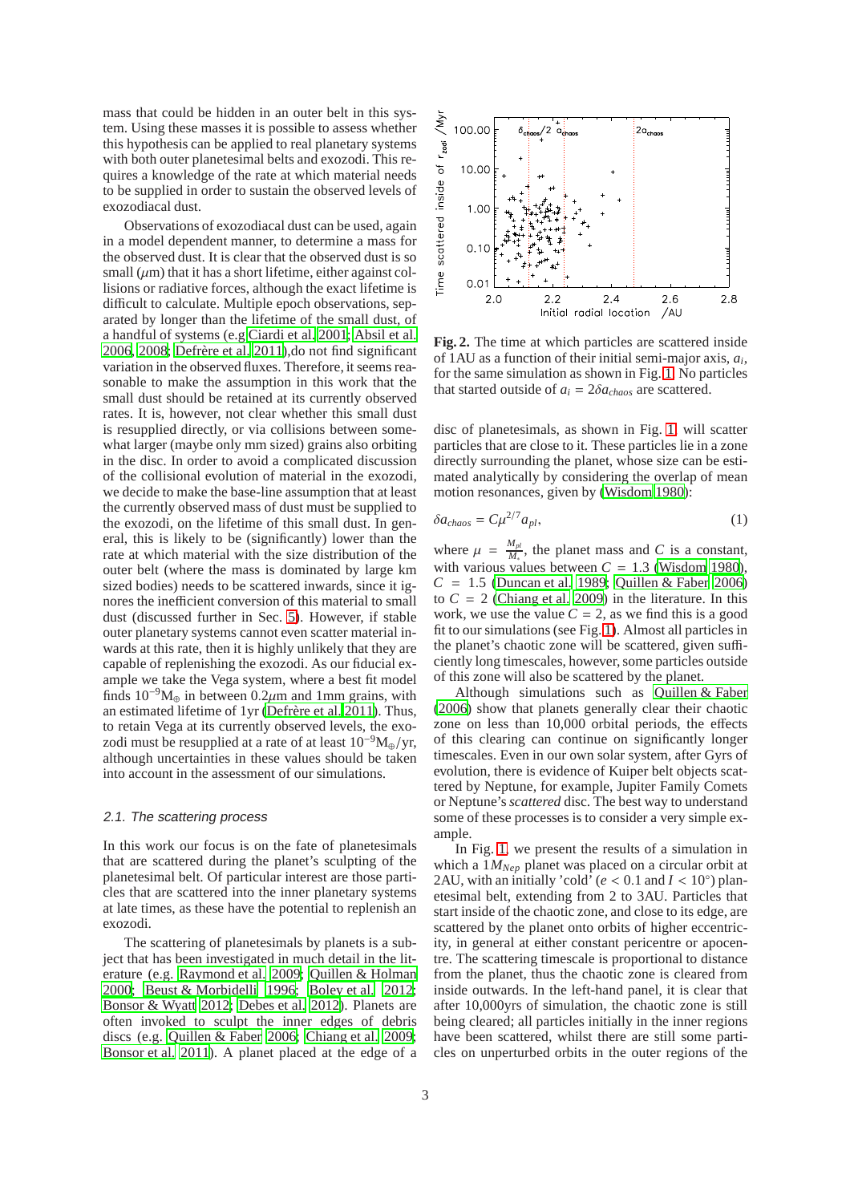mass that could be hidden in an outer belt in this system. Using these masses it is possible to assess whether this hypothesis can be applied to real planetary systems with both outer planetesimal belts and exozodi. This requires a knowledge of the rate at which material needs to be supplied in order to sustain the observed levels of exozodiacal dust.

Observations of exozodiacal dust can be used, again in a model dependent manner, to determine a mass for the observed dust. It is clear that the observed dust is so small ($\mu$m) that it has a short lifetime, either against collisions or radiative forces, although the exact lifetime is difficult to calculate. Multiple epoch observations, separated by longer than the lifetime of the small dust, of a handful of systems (e.g Ciardi et al. 2001; Absil et al. 2006, 2008; Defrère et al. 2011),do not find significant variation in the observed fluxes. Therefore, it seems reasonable to make the assumption in this work that the small dust should be retained at its currently observed rates. It is, however, not clear whether this small dust is resupplied directly, or via collisions between somewhat larger (maybe only mm sized) grains also orbiting in the disc. In order to avoid a complicated discussion of the collisional evolution of material in the exozodi, we decide to make the base-line assumption that at least the currently observed mass of dust must be supplied to the exozodi, on the lifetime of this small dust. In general, this is likely to be (significantly) lower than the rate at which material with the size distribution of the outer belt (where the mass is dominated by large km sized bodies) needs to be scattered inwards, since it ignores the inefficient conversion of this material to small dust (discussed further in Sec. 5). However, if stable outer planetary systems cannot even scatter material inwards at this rate, then it is highly unlikely that they are capable of replenishing the exozodi. As our fiducial example we take the Vega system, where a best fit model finds $10^{-9}M_\oplus$ in between $0.2\mu$m and 1mm grains, with an estimated lifetime of 1yr (Defrère et al. 2011). Thus, to retain Vega at its currently observed levels, the exozodi must be resupplied at a rate of at least $10^{-9}M_\oplus$/yr, although uncertainties in these values should be taken into account in the assessment of our simulations.

### 2.1. The scattering process

In this work our focus is on the fate of planetesimals that are scattered during the planet's sculpting of the planetesimal belt. Of particular interest are those particles that are scattered into the inner planetary systems at late times, as these have the potential to replenish an exozodi.

The scattering of planetesimals by planets is a subject that has been investigated in much detail in the literature (e.g. Raymond et al. 2009; Quillen & Holman 2000; Beust & Morbidelli 1996; Boley et al. 2012; Bonsor & Wyatt 2012; Debes et al. 2012). Planets are often invoked to sculpt the inner edges of debris discs (e.g. Quillen & Faber 2006; Chiang et al. 2009; Bonsor et al. 2011). A planet placed at the edge of a disc of planetesimals, as shown in Fig. 1, will scatter particles that are close to it. These particles lie in a zone directly surrounding the planet, whose size can be estimated analytically by considering the overlap of mean motion resonances, given by (Wisdom 1980):

$$\delta a_{chaos} = C\mu^{2/7}a_{pl}, \tag{1}$$

where $\mu = \frac{M_{pl}}{M_*}$, the planet mass and $C$ is a constant, with various values between $C = 1.3$ (Wisdom 1980), $C = 1.5$ (Duncan et al. 1989; Quillen & Faber 2006) to $C = 2$ (Chiang et al. 2009) in the literature. In this work, we use the value $C = 2$, as we find this is a good fit to our simulations (see Fig. 1). Almost all particles in the planet's chaotic zone will be scattered, given sufficiently long timescales, however, some particles outside of this zone will also be scattered by the planet.

Although simulations such as Quillen & Faber (2006) show that planets generally clear their chaotic zone on less than 10,000 orbital periods, the effects of this clearing can continue on significantly longer timescales. Even in our own solar system, after Gyrs of evolution, there is evidence of Kuiper belt objects scattered by Neptune, for example, Jupiter Family Comets or Neptune's *scattered* disc. The best way to understand some of these processes is to consider a very simple example.

In Fig. 1, we present the results of a simulation in which a $1M_{Nep}$ planet was placed on a circular orbit at 2AU, with an initially 'cold' ($e < 0.1$ and $I < 10°$) planetesimal belt, extending from 2 to 3AU. Particles that start inside of the chaotic zone, and close to its edge, are scattered by the planet onto orbits of higher eccentricity, in general at either constant pericentre or apocentre. The scattering timescale is proportional to distance from the planet, thus the chaotic zone is cleared from inside outwards. In the left-hand panel, it is clear that after 10,000yrs of simulation, the chaotic zone is still being cleared; all particles initially in the inner regions have been scattered, whilst there are still some particles on unperturbed orbits in the outer regions of the

**Fig. 2.** The time at which particles are scattered inside of 1AU as a function of their initial semi-major axis, $a_i$, for the same simulation as shown in Fig. 1. No particles that started outside of $a_i = 2\delta a_{chaos}$ are scattered.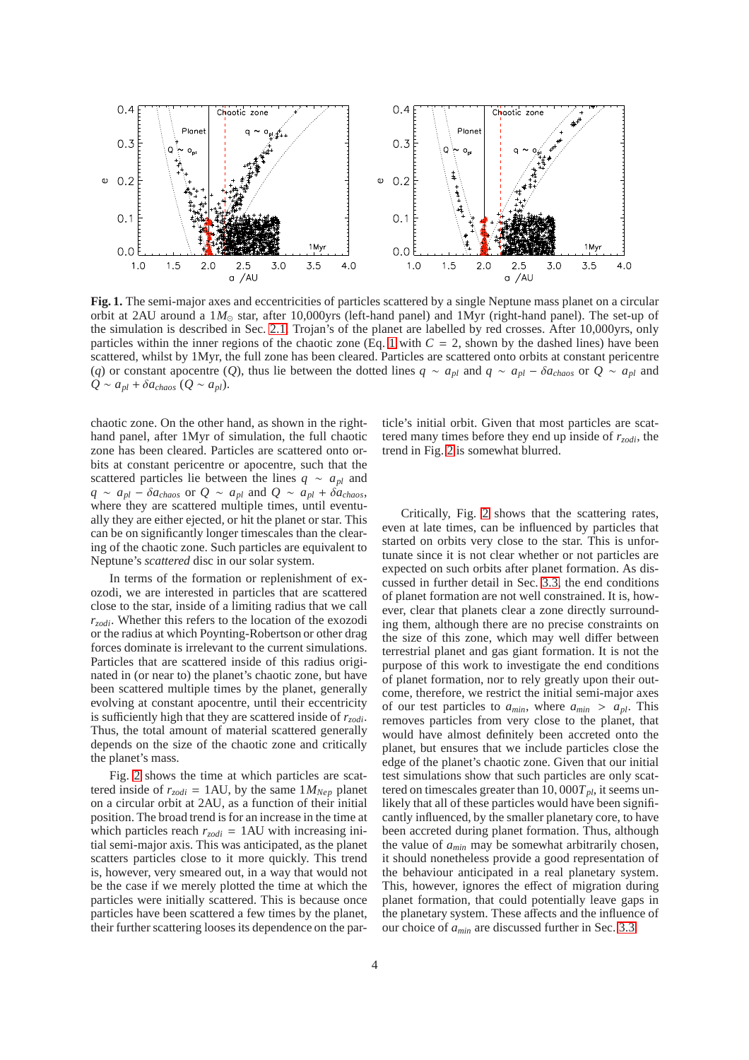**Fig. 1.** The semi-major axes and eccentricities of particles scattered by a single Neptune mass planet on a circular orbit at 2AU around a $1M_\odot$ star, after 10,000yrs (left-hand panel) and 1Myr (right-hand panel). The set-up of the simulation is described in Sec. 2.1. Trojan's of the planet are labelled by red crosses. After 10,000yrs, only particles within the inner regions of the chaotic zone (Eq. 1 with $C = 2$, shown by the dashed lines) have been scattered, whilst by 1Myr, the full zone has been cleared. Particles are scattered onto orbits at constant pericentre ($q$) or constant apocentre ($Q$), thus lie between the dotted lines $q \sim a_{pl}$ and $q \sim a_{pl} - \delta a_{chaos}$ or $Q \sim a_{pl}$ and $Q \sim a_{pl} + \delta a_{chaos}$ ($Q \sim a_{pl}$).

chaotic zone. On the other hand, as shown in the right-hand panel, after 1Myr of simulation, the full chaotic zone has been cleared. Particles are scattered onto orbits at constant pericentre or apocentre, such that the scattered particles lie between the lines $q \sim a_{pl}$ and $q \sim a_{pl} - \delta a_{chaos}$ or $Q \sim a_{pl}$ and $Q \sim a_{pl} + \delta a_{chaos}$, where they are scattered multiple times, until eventually they are either ejected, or hit the planet or star. This can be on significantly longer timescales than the clearing of the chaotic zone. Such particles are equivalent to Neptune's *scattered* disc in our solar system.

In terms of the formation or replenishment of exozodi, we are interested in particles that are scattered close to the star, inside of a limiting radius that we call $r_{zodi}$. Whether this refers to the location of the exozodi or the radius at which Poynting-Robertson or other drag forces dominate is irrelevant to the current simulations. Particles that are scattered inside of this radius originated in (or near to) the planet's chaotic zone, but have been scattered multiple times by the planet, generally evolving at constant apocentre, until their eccentricity is sufficiently high that they are scattered inside of $r_{zodi}$. Thus, the total amount of material scattered generally depends on the size of the chaotic zone and critically the planet's mass.

Fig. 2 shows the time at which particles are scattered inside of $r_{zodi} = 1$AU, by the same $1M_{Nep}$ planet on a circular orbit at 2AU, as a function of their initial position. The broad trend is for an increase in the time at which particles reach $r_{zodi} = 1$AU with increasing initial semi-major axis. This was anticipated, as the planet scatters particles close to it more quickly. This trend is, however, very smeared out, in a way that would not be the case if we merely plotted the time at which the particles were initially scattered. This is because once particles have been scattered a few times by the planet, their further scattering looses its dependence on the particle's initial orbit. Given that most particles are scattered many times before they end up inside of $r_{zodi}$, the trend in Fig. 2 is somewhat blurred.

Critically, Fig. 2 shows that the scattering rates, even at late times, can be influenced by particles that started on orbits very close to the star. This is unfortunate since it is not clear whether or not particles are expected on such orbits after planet formation. As discussed in further detail in Sec. 3.3, the end conditions of planet formation are not well constrained. It is, however, clear that planets clear a zone directly surrounding them, although there are no precise constraints on the size of this zone, which may well differ between terrestrial planet and gas giant formation. It is not the purpose of this work to investigate the end conditions of planet formation, nor to rely greatly upon their outcome, therefore, we restrict the initial semi-major axes of our test particles to $a_{min}$, where $a_{min} > a_{pl}$. This removes particles from very close to the planet, that would have almost definitely been accreted onto the planet, but ensures that we include particles close the edge of the planet's chaotic zone. Given that our initial test simulations show that such particles are only scattered on timescales greater than $10,000T_{pl}$, it seems unlikely that all of these particles would have been significantly influenced, by the smaller planetary core, to have been accreted during planet formation. Thus, although the value of $a_{min}$ may be somewhat arbitrarily chosen, it should nonetheless provide a good representation of the behaviour anticipated in a real planetary system. This, however, ignores the effect of migration during planet formation, that could potentially leave gaps in the planetary system. These affects and the influence of our choice of $a_{min}$ are discussed further in Sec. 3.3.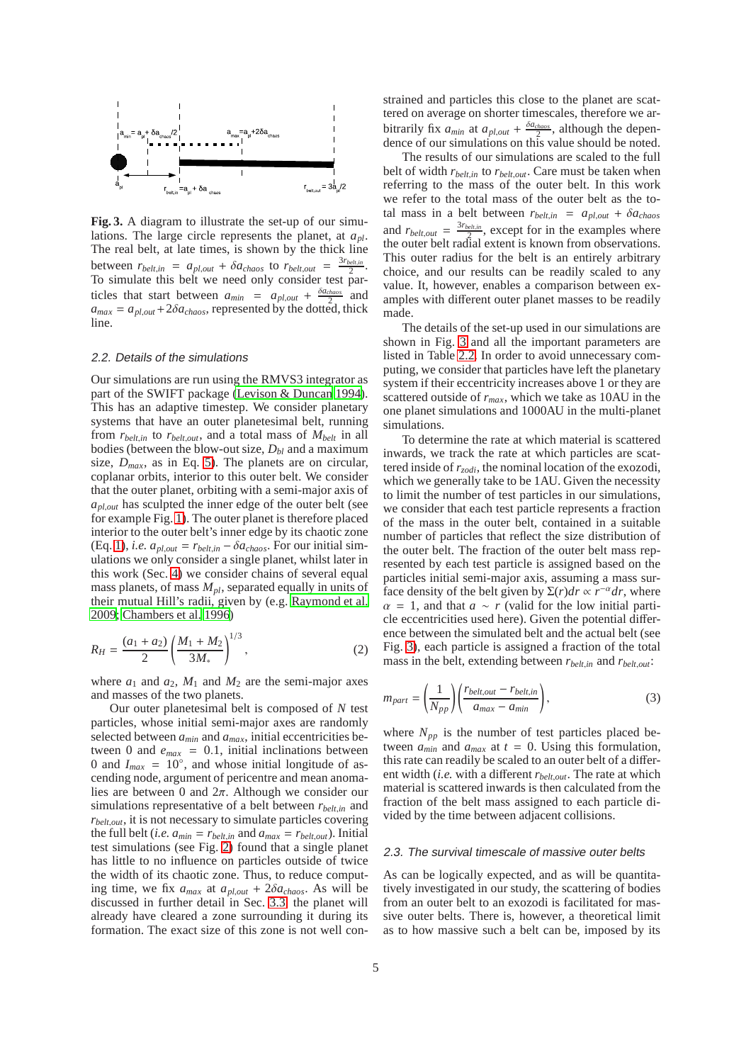**Fig. 3.** A diagram to illustrate the set-up of our simulations. The large circle represents the planet, at $a_{pl}$. The real belt, at late times, is shown by the thick line between $r_{belt,in} = a_{pl,out} + \delta a_{chaos}$ to $r_{belt,out} = \frac{3r_{belt,in}}{2}$. To simulate this belt we need only consider test particles that start between $a_{min} = a_{pl,out} + \frac{\delta a_{chaos}}{2}$ and $a_{max} = a_{pl,out} + 2\delta a_{chaos}$, represented by the dotted, thick line.

### 2.2. Details of the simulations

Our simulations are run using the RMVS3 integrator as part of the SWIFT package (Levison & Duncan 1994). This has an adaptive timestep. We consider planetary systems that have an outer planetesimal belt, running from $r_{belt,in}$ to $r_{belt,out}$, and a total mass of $M_{belt}$ in all bodies (between the blow-out size, $D_{bl}$ and a maximum size, $D_{max}$, as in Eq. 5). The planets are on circular, coplanar orbits, interior to this outer belt. We consider that the outer planet, orbiting with a semi-major axis of $a_{pl,out}$ has sculpted the inner edge of the outer belt (see for example Fig. 1). The outer planet is therefore placed interior to the outer belt's inner edge by its chaotic zone (Eq. 1), *i.e.* $a_{pl,out} = r_{belt,in} - \delta a_{chaos}$. For our initial simulations we only consider a single planet, whilst later in this work (Sec. 4) we consider chains of several equal mass planets, of mass $M_{pl}$, separated equally in units of their mutual Hill's radii, given by (e.g. Raymond et al. 2009; Chambers et al. 1996)

$$R_H = \frac{(a_1 + a_2)}{2}\left(\frac{M_1 + M_2}{3M_*}\right)^{1/3}, \tag{2}$$

where $a_1$ and $a_2$, $M_1$ and $M_2$ are the semi-major axes and masses of the two planets.

Our outer planetesimal belt is composed of $N$ test particles, whose initial semi-major axes are randomly selected between $a_{min}$ and $a_{max}$, initial eccentricities between 0 and $e_{max} = 0.1$, initial inclinations between 0 and $I_{max} = 10^\circ$, and whose initial longitude of ascending node, argument of pericentre and mean anomalies are between 0 and $2\pi$. Although we consider our simulations representative of a belt between $r_{belt,in}$ and $r_{belt,out}$, it is not necessary to simulate particles covering the full belt (*i.e.* $a_{min} = r_{belt,in}$ and $a_{max} = r_{belt,out}$). Initial test simulations (see Fig. 2) found that a single planet has little to no influence on particles outside of twice the width of its chaotic zone. Thus, to reduce computing time, we fix $a_{max}$ at $a_{pl,out} + 2\delta a_{chaos}$. As will be discussed in further detail in Sec. 3.3, the planet will already have cleared a zone surrounding it during its formation. The exact size of this zone is not well constrained and particles this close to the planet are scattered on average on shorter timescales, therefore we arbitrarily fix $a_{min}$ at $a_{pl,out} + \frac{\delta a_{chaos}}{2}$, although the dependence of our simulations on this value should be noted.

The results of our simulations are scaled to the full belt of width $r_{belt,in}$ to $r_{belt,out}$. Care must be taken when referring to the mass of the outer belt. In this work we refer to the total mass of the outer belt as the total mass in a belt between $r_{belt,in} = a_{pl,out} + \delta a_{chaos}$ and $r_{belt,out} = \frac{3r_{belt,in}}{2}$, except for in the examples where the outer belt radial extent is known from observations. This outer radius for the belt is an entirely arbitrary choice, and our results can be readily scaled to any value. It, however, enables a comparison between examples with different outer planet masses to be readily made.

The details of the set-up used in our simulations are shown in Fig. 3 and all the important parameters are listed in Table 2.2. In order to avoid unnecessary computing, we consider that particles have left the planetary system if their eccentricity increases above 1 or they are scattered outside of $r_{max}$, which we take as 10AU in the one planet simulations and 1000AU in the multi-planet simulations.

To determine the rate at which material is scattered inwards, we track the rate at which particles are scattered inside of $r_{zodi}$, the nominal location of the exozodi, which we generally take to be 1AU. Given the necessity to limit the number of test particles in our simulations, we consider that each test particle represents a fraction of the mass in the outer belt, contained in a suitable number of particles that reflect the size distribution of the outer belt. The fraction of the outer belt mass represented by each test particle is assigned based on the particles initial semi-major axis, assuming a mass surface density of the belt given by $\Sigma(r)dr \propto r^{-\alpha}dr$, where $\alpha = 1$, and that $a \sim r$ (valid for the low initial particle eccentricities used here). Given the potential difference between the simulated belt and the actual belt (see Fig. 3), each particle is assigned a fraction of the total mass in the belt, extending between $r_{belt,in}$ and $r_{belt,out}$:

$$m_{part} = \left(\frac{1}{N_{pp}}\right)\left(\frac{r_{belt,out} - r_{belt,in}}{a_{max} - a_{min}}\right), \tag{3}$$

where $N_{pp}$ is the number of test particles placed between $a_{min}$ and $a_{max}$ at $t = 0$. Using this formulation, this rate can readily be scaled to an outer belt of a different width (*i.e.* with a different $r_{belt,out}$. The rate at which material is scattered inwards is then calculated from the fraction of the belt mass assigned to each particle divided by the time between adjacent collisions.

### 2.3. The survival timescale of massive outer belts

As can be logically expected, and as will be quantitatively investigated in our study, the scattering of bodies from an outer belt to an exozodi is facilitated for massive outer belts. There is, however, a theoretical limit as to how massive such a belt can be, imposed by its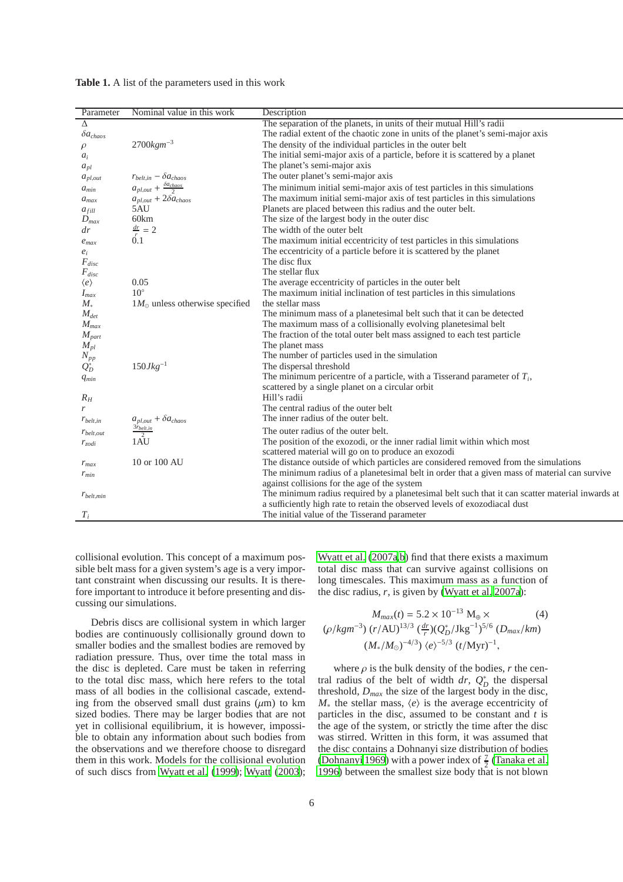**Table 1.** A list of the parameters used in this work

| Parameter | Nominal value in this work | Description |
|---|---|---|
| $\Delta$ | | The separation of the planets, in units of their mutual Hill's radii |
| $\delta a_{chaos}$ | | The radial extent of the chaotic zone in units of the planet's semi-major axis |
| $\rho$ | $2700 kgm^{-3}$ | The density of the individual particles in the outer belt |
| $a_i$ | | The initial semi-major axis of a particle, before it is scattered by a planet |
| $a_{pl}$ | | The planet's semi-major axis |
| $a_{pl,out}$ | $r_{belt,in} - \delta a_{chaos}$ | The outer planet's semi-major axis |
| $a_{min}$ | $a_{pl,out} + \frac{\delta a_{chaos}}{2}$ | The minimum initial semi-major axis of test particles in this simulations |
| $a_{max}$ | $a_{pl,out} + 2\delta a_{chaos}$ | The maximum initial semi-major axis of test particles in this simulations |
| $a_{fill}$ | 5AU | Planets are placed between this radius and the outer belt. |
| $D_{max}$ | 60km | The size of the largest body in the outer disc |
| $dr$ | $\frac{dr}{r} = 2$ | The width of the outer belt |
| $e_{max}$ | 0.1 | The maximum initial eccentricity of test particles in this simulations |
| $e_i$ | | The eccentricity of a particle before it is scattered by the planet |
| $F_{disc}$ | | The disc flux |
| $F_{disc}$ | | The stellar flux |
| $\langle e \rangle$ | 0.05 | The average eccentricity of particles in the outer belt |
| $I_{max}$ | $10^{\circ}$ | The maximum initial inclination of test particles in this simulations |
| $M_*$ | $1M_{\odot}$ unless otherwise specified | the stellar mass |
| $M_{det}$ | | The minimum mass of a planetesimal belt such that it can be detected |
| $M_{max}$ | | The maximum mass of a collisionally evolving planetesimal belt |
| $M_{part}$ | | The fraction of the total outer belt mass assigned to each test particle |
| $M_{pl}$ | | The planet mass |
| $N_{pp}$ | | The number of particles used in the simulation |
| $Q_D^*$ | $150 Jkg^{-1}$ | The dispersal threshold |
| $q_{min}$ | | The minimum pericentre of a particle, with a Tisserand parameter of $T_i$, scattered by a single planet on a circular orbit |
| $R_H$ | | Hill's radii |
| $r$ | | The central radius of the outer belt |
| $r_{belt,in}$ | $a_{pl,out} + \delta a_{chaos}$ | The inner radius of the outer belt. |
| $r_{belt,out}$ | $\frac{3r_{belt,in}}{2}$ | The outer radius of the outer belt. |
| $r_{zodi}$ | 1AU | The position of the exozodi, or the inner radial limit within which most scattered material will go on to produce an exozodi |
| $r_{max}$ | 10 or 100 AU | The distance outside of which particles are considered removed from the simulations |
| $r_{min}$ | | The minimum radius of a planetesimal belt in order that a given mass of material can survive against collisions for the age of the system |
| $r_{belt,min}$ | | The minimum radius required by a planetesimal belt such that it can scatter material inwards at a sufficiently high rate to retain the observed levels of exozodiacal dust |
| $T_i$ | | The initial value of the Tisserand parameter |

collisional evolution. This concept of a maximum possible belt mass for a given system's age is a very important constraint when discussing our results. It is therefore important to introduce it before presenting and discussing our simulations.

Debris discs are collisional system in which larger bodies are continuously collisionally ground down to smaller bodies and the smallest bodies are removed by radiation pressure. Thus, over time the total mass in the disc is depleted. Care must be taken in referring to the total disc mass, which here refers to the total mass of all bodies in the collisional cascade, extending from the observed small dust grains ($\mu$m) to km sized bodies. There may be larger bodies that are not yet in collisional equilibrium, it is however, impossible to obtain any information about such bodies from the observations and we therefore choose to disregard them in this work. Models for the collisional evolution of such discs from Wyatt et al. (1999); Wyatt (2003); Wyatt et al. (2007a,b) find that there exists a maximum total disc mass that can survive against collisions on long timescales. This maximum mass as a function of the disc radius, $r$, is given by (Wyatt et al. 2007a):

$$M_{max}(t) = 5.2 \times 10^{-13}\ \mathrm{M}_{\oplus} \times (\rho/kgm^{-3})\ (r/\mathrm{AU})^{13/3}\ (\tfrac{dr}{r})(Q_D^*/\mathrm{Jkg}^{-1})^{5/6}\ (D_{max}/km)\ (M_*/M_{\odot})^{-4/3}\ \langle e \rangle^{-5/3}\ (t/\mathrm{Myr})^{-1}, \tag{4}$$

where $\rho$ is the bulk density of the bodies, $r$ the central radius of the belt of width $dr$, $Q_D^*$ the dispersal threshold, $D_{max}$ the size of the largest body in the disc, $M_*$ the stellar mass, $\langle e \rangle$ is the average eccentricity of particles in the disc, assumed to be constant and $t$ is the age of the system, or strictly the time after the disc was stirred. Written in this form, it was assumed that the disc contains a Dohnanyi size distribution of bodies (Dohnanyi 1969) with a power index of $\frac{7}{2}$ (Tanaka et al. 1996) between the smallest size body that is not blown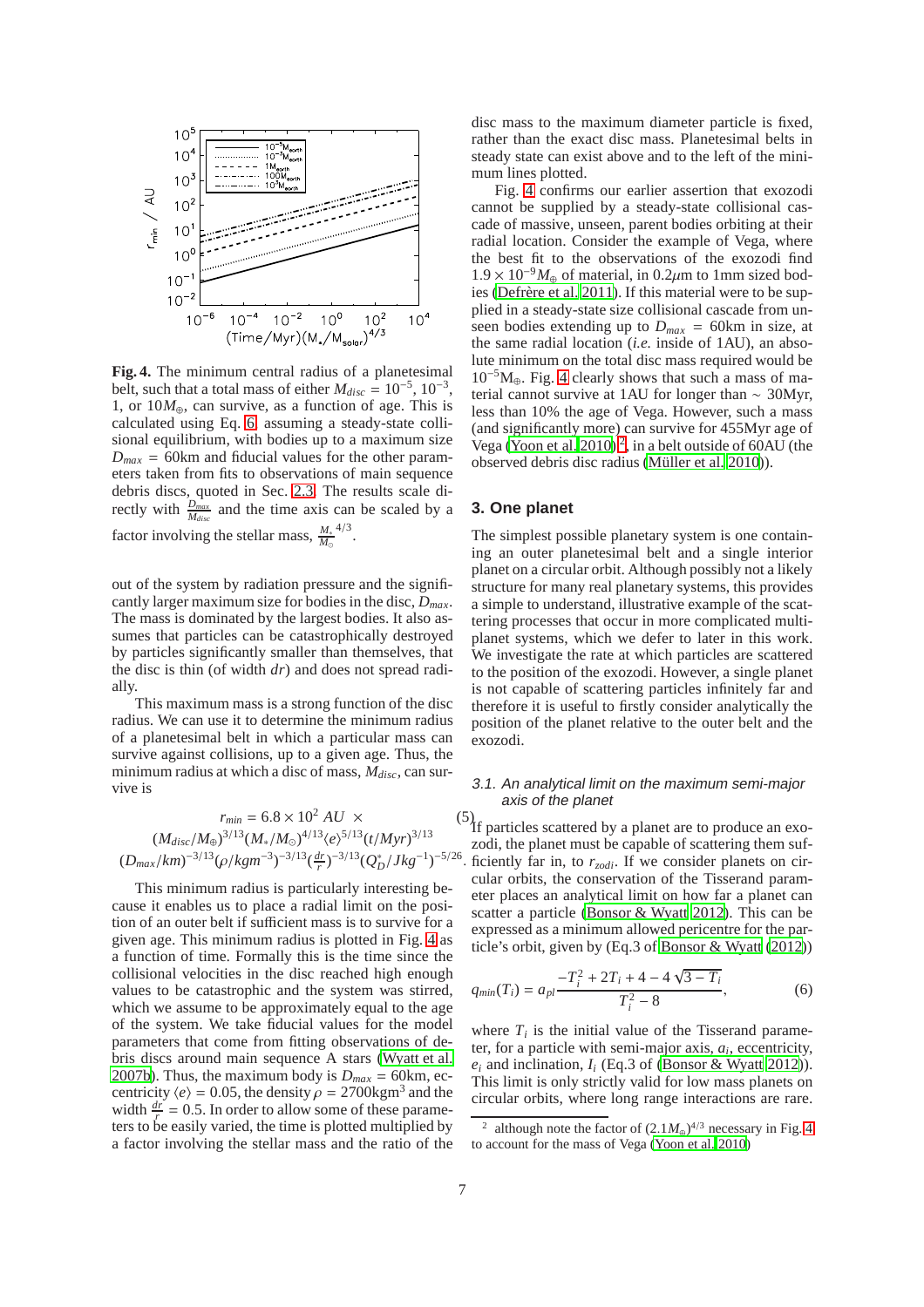**Fig. 4.** The minimum central radius of a planetesimal belt, such that a total mass of either $M_{disc} = 10^{-5}$, $10^{-3}$, 1, or $10 M_{\oplus}$, can survive, as a function of age. This is calculated using Eq. 6, assuming a steady-state collisional equilibrium, with bodies up to a maximum size $D_{max} = 60$km and fiducial values for the other parameters taken from fits to observations of main sequence debris discs, quoted in Sec. 2.3. The results scale directly with $\frac{D_{max}}{M_{disc}}$ and the time axis can be scaled by a factor involving the stellar mass, $\frac{M_*}{M_{\odot}}^{4/3}$.

out of the system by radiation pressure and the significantly larger maximum size for bodies in the disc, $D_{max}$. The mass is dominated by the largest bodies. It also assumes that particles can be catastrophically destroyed by particles significantly smaller than themselves, that the disc is thin (of width $dr$) and does not spread radially.

This maximum mass is a strong function of the disc radius. We can use it to determine the minimum radius of a planetesimal belt in which a particular mass can survive against collisions, up to a given age. Thus, the minimum radius at which a disc of mass, $M_{disc}$, can survive is

$$
\begin{aligned}
r_{min} = 6.8 \times 10^2 \ AU \ \times \\
(M_{disc}/M_{\oplus})^{3/13} (M_*/M_{\odot})^{4/13} \langle e \rangle^{5/13} (t/Myr)^{3/13} \\
(D_{max}/km)^{-3/13} (\rho/kgm^{-3})^{-3/13} (\tfrac{dr}{r})^{-3/13} (Q_D^*/Jkg^{-1})^{-5/26}.
\end{aligned} \quad (5)
$$

This minimum radius is particularly interesting because it enables us to place a radial limit on the position of an outer belt if sufficient mass is to survive for a given age. This minimum radius is plotted in Fig. 4 as a function of time. Formally this is the time since the collisional velocities in the disc reached high enough values to be catastrophic and the system was stirred, which we assume to be approximately equal to the age of the system. We take fiducial values for the model parameters that come from fitting observations of debris discs around main sequence A stars (Wyatt et al. 2007b). Thus, the maximum body is $D_{max} = 60$km, eccentricity $\langle e \rangle = 0.05$, the density $\rho = 2700$kgm$^3$ and the width $\frac{dr}{r} = 0.5$. In order to allow some of these parameters to be easily varied, the time is plotted multiplied by a factor involving the stellar mass and the ratio of the disc mass to the maximum diameter particle is fixed, rather than the exact disc mass. Planetesimal belts in steady state can exist above and to the left of the minimum lines plotted.

Fig. 4 confirms our earlier assertion that exozodi cannot be supplied by a steady-state collisional cascade of massive, unseen, parent bodies orbiting at their radial location. Consider the example of Vega, where the best fit to the observations of the exozodi find $1.9 \times 10^{-9} M_{\oplus}$ of material, in $0.2\mu$m to 1mm sized bodies (Defrère et al. 2011). If this material were to be supplied in a steady-state size collisional cascade from unseen bodies extending up to $D_{max} = 60$km in size, at the same radial location (*i.e.* inside of 1AU), an absolute minimum on the total disc mass required would be $10^{-5}$M$_{\oplus}$. Fig. 4 clearly shows that such a mass of material cannot survive at 1AU for longer than $\sim$ 30Myr, less than 10% the age of Vega. However, such a mass (and significantly more) can survive for 455Myr age of Vega (Yoon et al. 2010)[2], in a belt outside of 60AU (the observed debris disc radius (Müller et al. 2010)).

## 3. One planet

The simplest possible planetary system is one containing an outer planetesimal belt and a single interior planet on a circular orbit. Although possibly not a likely structure for many real planetary systems, this provides a simple to understand, illustrative example of the scattering processes that occur in more complicated multi-planet systems, which we defer to later in this work. We investigate the rate at which particles are scattered to the position of the exozodi. However, a single planet is not capable of scattering particles infinitely far and therefore it is useful to firstly consider analytically the position of the planet relative to the outer belt and the exozodi.

### 3.1. An analytical limit on the maximum semi-major axis of the planet

If particles scattered by a planet are to produce an exozodi, the planet must be capable of scattering them sufficiently far in, to $r_{zodi}$. If we consider planets on circular orbits, the conservation of the Tisserand parameter places an analytical limit on how far a planet can scatter a particle (Bonsor & Wyatt 2012). This can be expressed as a minimum allowed pericentre for the particle's orbit, given by (Eq.3 of Bonsor & Wyatt (2012))

$$
q_{min}(T_i) = a_{pl} \frac{-T_i^2 + 2T_i + 4 - 4\sqrt{3 - T_i}}{T_i^2 - 8}, \quad (6)
$$

where $T_i$ is the initial value of the Tisserand parameter, for a particle with semi-major axis, $a_i$, eccentricity, $e_i$ and inclination, $I_i$ (Eq.3 of (Bonsor & Wyatt 2012)). This limit is only strictly valid for low mass planets on circular orbits, where long range interactions are rare.

[2] although note the factor of $(2.1 M_{\oplus})^{4/3}$ necessary in Fig. 4 to account for the mass of Vega (Yoon et al. 2010)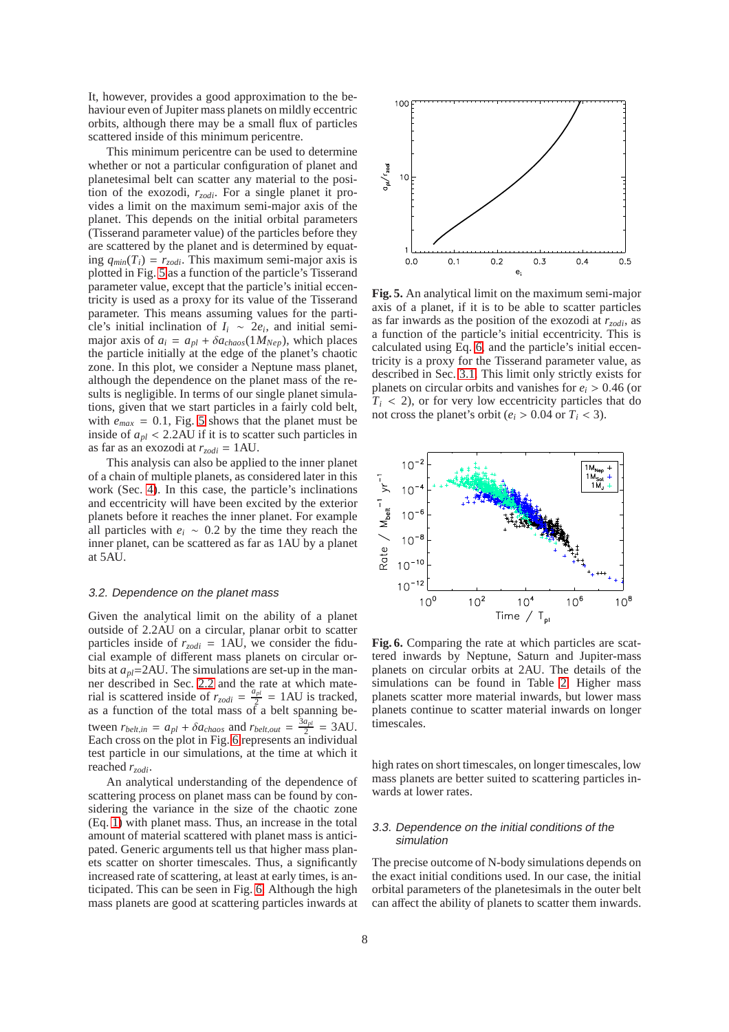It, however, provides a good approximation to the behaviour even of Jupiter mass planets on mildly eccentric orbits, although there may be a small flux of particles scattered inside of this minimum pericentre.

This minimum pericentre can be used to determine whether or not a particular configuration of planet and planetesimal belt can scatter any material to the position of the exozodi, $r_{zodi}$. For a single planet it provides a limit on the maximum semi-major axis of the planet. This depends on the initial orbital parameters (Tisserand parameter value) of the particles before they are scattered by the planet and is determined by equating $q_{min}(T_i) = r_{zodi}$. This maximum semi-major axis is plotted in Fig. 5 as a function of the particle's Tisserand parameter value, except that the particle's initial eccentricity is used as a proxy for its value of the Tisserand parameter. This means assuming values for the particle's initial inclination of $I_i \sim 2e_i$, and initial semi-major axis of $a_i = a_{pl} + \delta a_{chaos}(1M_{Nep})$, which places the particle initially at the edge of the planet's chaotic zone. In this plot, we consider a Neptune mass planet, although the dependence on the planet mass of the results is negligible. In terms of our single planet simulations, given that we start particles in a fairly cold belt, with $e_{max} = 0.1$, Fig. 5 shows that the planet must be inside of $a_{pl} < 2.2$AU if it is to scatter such particles in as far as an exozodi at $r_{zodi} = 1$AU.

This analysis can also be applied to the inner planet of a chain of multiple planets, as considered later in this work (Sec. 4). In this case, the particle's inclinations and eccentricity will have been excited by the exterior planets before it reaches the inner planet. For example all particles with $e_i \sim 0.2$ by the time they reach the inner planet, can be scattered as far as 1AU by a planet at 5AU.

**Fig. 5.** An analytical limit on the maximum semi-major axis of a planet, if it is to be able to scatter particles as far inwards as the position of the exozodi at $r_{zodi}$, as a function of the particle's initial eccentricity. This is calculated using Eq. 6, and the particle's initial eccentricity is a proxy for the Tisserand parameter value, as described in Sec. 3.1. This limit only strictly exists for planets on circular orbits and vanishes for $e_i > 0.46$ (or $T_i < 2$), or for very low eccentricity particles that do not cross the planet's orbit ($e_i > 0.04$ or $T_i < 3$).

### 3.2. Dependence on the planet mass

Given the analytical limit on the ability of a planet outside of 2.2AU on a circular, planar orbit to scatter particles inside of $r_{zodi} = 1$AU, we consider the fiducial example of different mass planets on circular orbits at $a_{pl}$=2AU. The simulations are set-up in the manner described in Sec. 2.2 and the rate at which material is scattered inside of $r_{zodi} = \frac{a_{pl}}{2} = 1$AU is tracked, as a function of the total mass of a belt spanning between $r_{belt,in} = a_{pl} + \delta a_{chaos}$ and $r_{belt,out} = \frac{3a_{pl}}{2} = 3$AU. Each cross on the plot in Fig. 6 represents an individual test particle in our simulations, at the time at which it reached $r_{zodi}$.

An analytical understanding of the dependence of scattering process on planet mass can be found by considering the variance in the size of the chaotic zone (Eq. 1) with planet mass. Thus, an increase in the total amount of material scattered with planet mass is anticipated. Generic arguments tell us that higher mass planets scatter on shorter timescales. Thus, a significantly increased rate of scattering, at least at early times, is anticipated. This can be seen in Fig. 6. Although the high mass planets are good at scattering particles inwards at high rates on short timescales, on longer timescales, low mass planets are better suited to scattering particles inwards at lower rates.

**Fig. 6.** Comparing the rate at which particles are scattered inwards by Neptune, Saturn and Jupiter-mass planets on circular orbits at 2AU. The details of the simulations can be found in Table 2. Higher mass planets scatter more material inwards, but lower mass planets continue to scatter material inwards on longer timescales.

### 3.3. Dependence on the initial conditions of the simulation

The precise outcome of N-body simulations depends on the exact initial conditions used. In our case, the initial orbital parameters of the planetesimals in the outer belt can affect the ability of planets to scatter them inwards.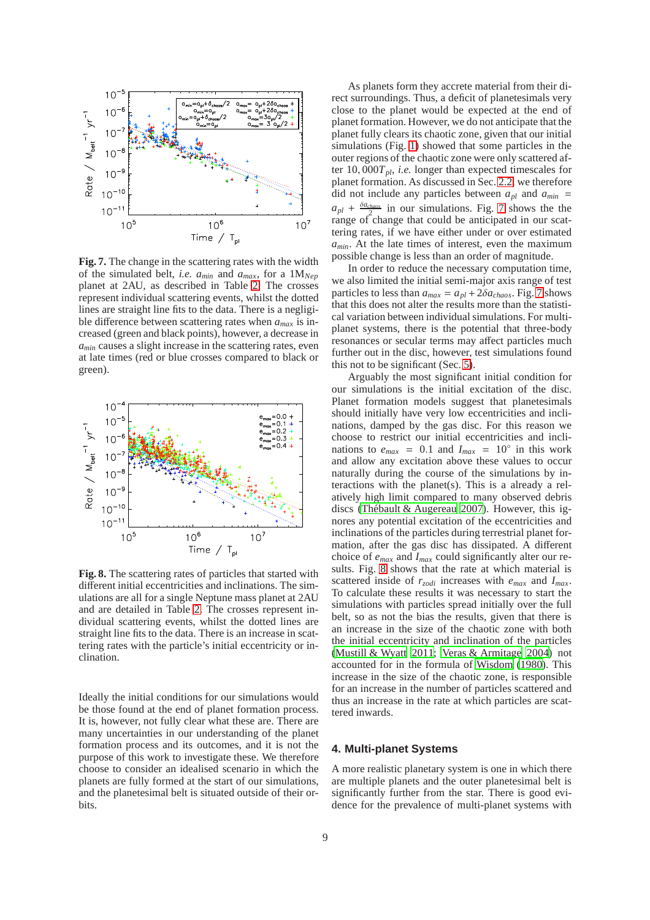**Fig. 7.** The change in the scattering rates with the width of the simulated belt, *i.e.* $a_{min}$ and $a_{max}$, for a $1\mathrm{M}_{Nep}$ planet at 2AU, as described in Table 2. The crosses represent individual scattering events, whilst the dotted lines are straight line fits to the data. There is a negligible difference between scattering rates when $a_{max}$ is increased (green and black points), however, a decrease in $a_{min}$ causes a slight increase in the scattering rates, even at late times (red or blue crosses compared to black or green).

**Fig. 8.** The scattering rates of particles that started with different initial eccentricities and inclinations. The simulations are all for a single Neptune mass planet at 2AU and are detailed in Table 2. The crosses represent individual scattering events, whilst the dotted lines are straight line fits to the data. There is an increase in scattering rates with the particle's initial eccentricity or inclination.

Ideally the initial conditions for our simulations would be those found at the end of planet formation process. It is, however, not fully clear what these are. There are many uncertainties in our understanding of the planet formation process and its outcomes, and it is not the purpose of this work to investigate these. We therefore choose to consider an idealised scenario in which the planets are fully formed at the start of our simulations, and the planetesimal belt is situated outside of their orbits.

As planets form they accrete material from their direct surroundings. Thus, a deficit of planetesimals very close to the planet would be expected at the end of planet formation. However, we do not anticipate that the planet fully clears its chaotic zone, given that our initial simulations (Fig. 1) showed that some particles in the outer regions of the chaotic zone were only scattered after $10,000T_{pl}$, *i.e.* longer than expected timescales for planet formation. As discussed in Sec. 2.2, we therefore did not include any particles between $a_{pl}$ and $a_{min} = a_{pl} + \frac{\delta a_{chaos}}{2}$ in our simulations. Fig. 7 shows the the range of change that could be anticipated in our scattering rates, if we have either under or over estimated $a_{min}$. At the late times of interest, even the maximum possible change is less than an order of magnitude.

In order to reduce the necessary computation time, we also limited the initial semi-major axis range of test particles to less than $a_{max} = a_{pl} + 2\delta a_{chaos}$. Fig. 7 shows that this does not alter the results more than the statistical variation between individual simulations. For multi-planet systems, there is the potential that three-body resonances or secular terms may affect particles much further out in the disc, however, test simulations found this not to be significant (Sec. 5).

Arguably the most significant initial condition for our simulations is the initial excitation of the disc. Planet formation models suggest that planetesimals should initially have very low eccentricities and inclinations, damped by the gas disc. For this reason we choose to restrict our initial eccentricities and inclinations to $e_{max} = 0.1$ and $I_{max} = 10^\circ$ in this work and allow any excitation above these values to occur naturally during the course of the simulations by interactions with the planet(s). This is a already a relatively high limit compared to many observed debris discs (Thébault & Augereau 2007). However, this ignores any potential excitation of the eccentricities and inclinations of the particles during terrestrial planet formation, after the gas disc has dissipated. A different choice of $e_{max}$ and $I_{max}$ could significantly alter our results. Fig. 8 shows that the rate at which material is scattered inside of $r_{zodi}$ increases with $e_{max}$ and $I_{max}$. To calculate these results it was necessary to start the simulations with particles spread initially over the full belt, so as not the bias the results, given that there is an increase in the size of the chaotic zone with both the initial eccentricity and inclination of the particles (Mustill & Wyatt 2011; Veras & Armitage 2004) not accounted for in the formula of Wisdom (1980). This increase in the size of the chaotic zone, is responsible for an increase in the number of particles scattered and thus an increase in the rate at which particles are scattered inwards.

## 4. Multi-planet Systems

A more realistic planetary system is one in which there are multiple planets and the outer planetesimal belt is significantly further from the star. There is good evidence for the prevalence of multi-planet systems with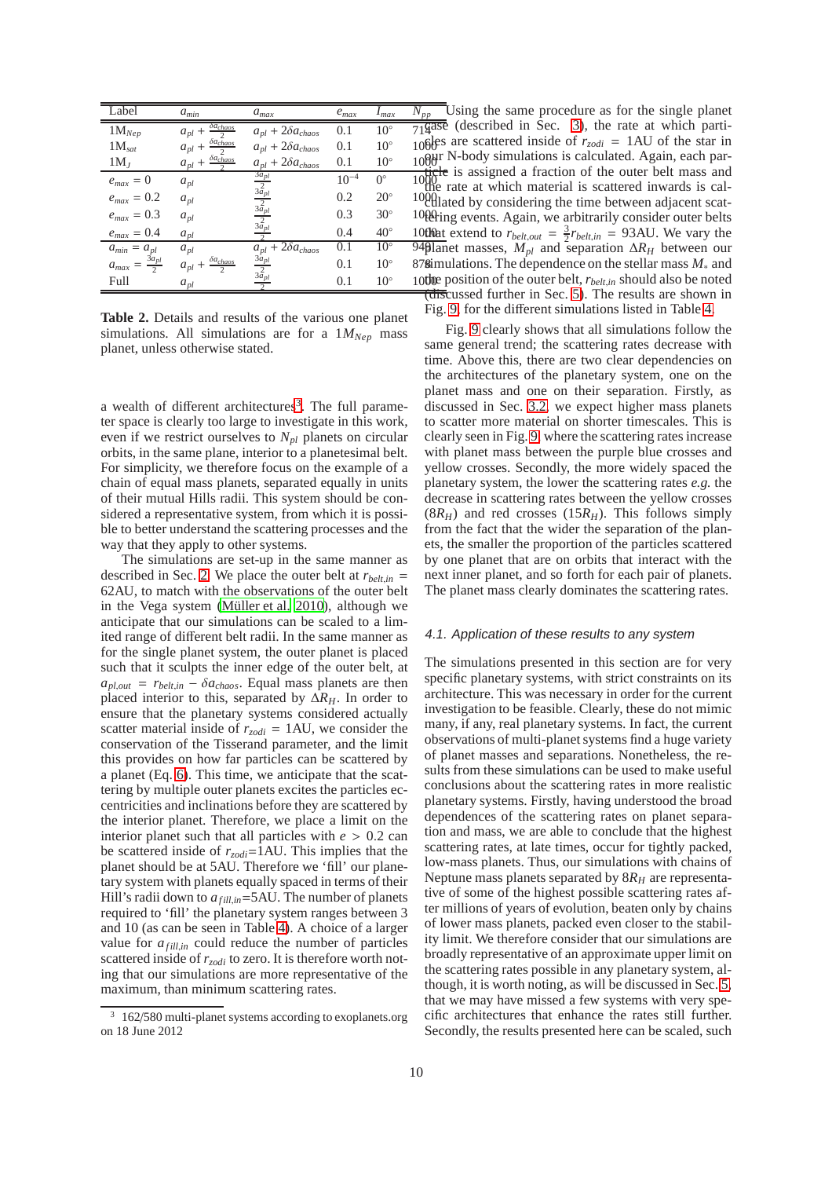| Label | $a_{min}$ | $a_{max}$ | $e_{max}$ | $I_{max}$ | $N_{pp}$ |
|---|---|---|---|---|---|
| $1\text{M}_{Nep}$ | $a_{pl} + \frac{\delta a_{chaos}}{2}$ | $a_{pl} + 2\delta a_{chaos}$ | 0.1 | $10^{\circ}$ | 714 |
| $1\text{M}_{sat}$ | $a_{pl} + \frac{\delta a_{chaos}}{2}$ | $a_{pl} + 2\delta a_{chaos}$ | 0.1 | $10^{\circ}$ | 1000 |
| $1\text{M}_{J}$ | $a_{pl} + \frac{\delta a_{chaos}}{2}$ | $a_{pl} + 2\delta a_{chaos}$ | 0.1 | $10^{\circ}$ | 1000 |
| $e_{max} = 0$ | $a_{pl}$ | $\frac{3a_{pl}}{2}$ | $10^{-4}$ | $0^{\circ}$ | 1000 |
| $e_{max} = 0.2$ | $a_{pl}$ | $\frac{3a_{pl}}{2}$ | 0.2 | $20^{\circ}$ | 1000 |
| $e_{max} = 0.3$ | $a_{pl}$ | $\frac{3a_{pl}}{2}$ | 0.3 | $30^{\circ}$ | 1000 |
| $e_{max} = 0.4$ | $a_{pl}$ | $\frac{3a_{pl}}{2}$ | 0.4 | $40^{\circ}$ | 1000 |
| $a_{min} = a_{pl}$ | $a_{pl}$ | $a_{pl} + 2\delta a_{chaos}$ | 0.1 | $10^{\circ}$ | 949 |
| $a_{max} = \frac{3a_{pl}}{2}$ | $a_{pl} + \frac{\delta a_{chaos}}{2}$ | $\frac{3a_{pl}}{2}$ | 0.1 | $10^{\circ}$ | 878 |
| Full | $a_{pl}$ | $\frac{3a_{pl}}{2}$ | 0.1 | $10^{\circ}$ | 1000 |

**Table 2.** Details and results of the various one planet simulations. All simulations are for a $1M_{Nep}$ mass planet, unless otherwise stated.

a wealth of different architectures[3]. The full parameter space is clearly too large to investigate in this work, even if we restrict ourselves to $N_{pl}$ planets on circular orbits, in the same plane, interior to a planetesimal belt. For simplicity, we therefore focus on the example of a chain of equal mass planets, separated equally in units of their mutual Hills radii. This system should be considered a representative system, from which it is possible to better understand the scattering processes and the way that they apply to other systems.

The simulations are set-up in the same manner as described in Sec. 2. We place the outer belt at $r_{belt,in}$ = 62AU, to match with the observations of the outer belt in the Vega system (Müller et al. 2010), although we anticipate that our simulations can be scaled to a limited range of different belt radii. In the same manner as for the single planet system, the outer planet is placed such that it sculpts the inner edge of the outer belt, at $a_{pl,out} = r_{belt,in} - \delta a_{chaos}$. Equal mass planets are then placed interior to this, separated by $\Delta R_H$. In order to ensure that the planetary systems considered actually scatter material inside of $r_{zodi}$ = 1AU, we consider the conservation of the Tisserand parameter, and the limit this provides on how far particles can be scattered by a planet (Eq. 6). This time, we anticipate that the scattering by multiple outer planets excites the particles eccentricities and inclinations before they are scattered by the interior planet. Therefore, we place a limit on the interior planet such that all particles with $e > 0.2$ can be scattered inside of $r_{zodi}$=1AU. This implies that the planet should be at 5AU. Therefore we 'fill' our planetary system with planets equally spaced in terms of their Hill's radii down to $a_{fill,in}$=5AU. The number of planets required to 'fill' the planetary system ranges between 3 and 10 (as can be seen in Table 4). A choice of a larger value for $a_{fill,in}$ could reduce the number of particles scattered inside of $r_{zodi}$ to zero. It is therefore worth noting that our simulations are more representative of the maximum, than minimum scattering rates.

[3] 162/580 multi-planet systems according to exoplanets.org on 18 June 2012

Using the same procedure as for the single planet case (described in Sec. 3), the rate at which particles are scattered inside of $r_{zodi}$ = 1AU of the star in our N-body simulations is calculated. Again, each particle is assigned a fraction of the outer belt mass and the rate at which material is scattered inwards is calculated by considering the time between adjacent scattering events. Again, we arbitrarily consider outer belts that extend to $r_{belt,out} = \frac{3}{2} r_{belt,in}$ = 93AU. We vary the planet masses, $M_{pl}$ and separation $\Delta R_H$ between our simulations. The dependence on the stellar mass $M_*$ and the position of the outer belt, $r_{belt,in}$ should also be noted (discussed further in Sec. 5). The results are shown in Fig. 9 for the different simulations listed in Table 4.

Fig. 9 clearly shows that all simulations follow the same general trend; the scattering rates decrease with time. Above this, there are two clear dependencies on the architectures of the planetary system, one on the planet mass and one on their separation. Firstly, as discussed in Sec. 3.2, we expect higher mass planets to scatter more material on shorter timescales. This is clearly seen in Fig. 9, where the scattering rates increase with planet mass between the purple blue crosses and yellow crosses. Secondly, the more widely spaced the planetary system, the lower the scattering rates *e.g.* the decrease in scattering rates between the yellow crosses ($8R_H$) and red crosses ($15R_H$). This follows simply from the fact that the wider the separation of the planets, the smaller the proportion of the particles scattered by one planet that are on orbits that interact with the next inner planet, and so forth for each pair of planets. The planet mass clearly dominates the scattering rates.

### 4.1. Application of these results to any system

The simulations presented in this section are for very specific planetary systems, with strict constraints on its architecture. This was necessary in order for the current investigation to be feasible. Clearly, these do not mimic many, if any, real planetary systems. In fact, the current observations of multi-planet systems find a huge variety of planet masses and separations. Nonetheless, the results from these simulations can be used to make useful conclusions about the scattering rates in more realistic planetary systems. Firstly, having understood the broad dependences of the scattering rates on planet separation and mass, we are able to conclude that the highest scattering rates, at late times, occur for tightly packed, low-mass planets. Thus, our simulations with chains of Neptune mass planets separated by $8R_H$ are representative of some of the highest possible scattering rates after millions of years of evolution, beaten only by chains of lower mass planets, packed even closer to the stability limit. We therefore consider that our simulations are broadly representative of an approximate upper limit on the scattering rates possible in any planetary system, although, it is worth noting, as will be discussed in Sec. 5, that we may have missed a few systems with very specific architectures that enhance the rates still further. Secondly, the results presented here can be scaled, such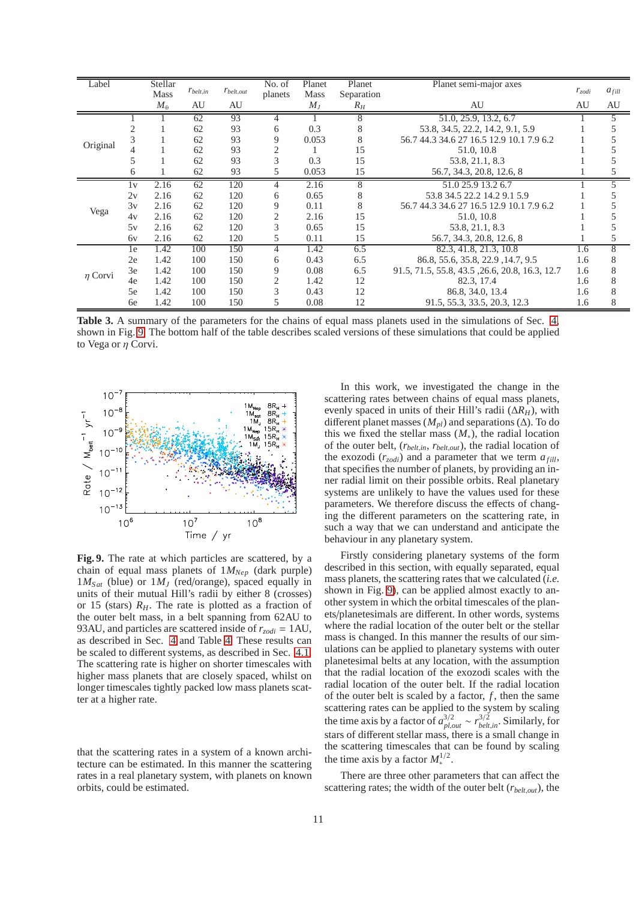| Label | | Stellar Mass | $r_{belt,in}$ | $r_{belt,out}$ | No. of planets | Planet Mass | Planet Separation | Planet semi-major axes | $r_{zodi}$ | $a_{fill}$ |
|---|---|---|---|---|---|---|---|---|---|---|
| | | $M_{\oplus}$ | AU | AU | | $M_J$ | $R_H$ | AU | AU | AU |
| Original | 1 | 1 | 62 | 93 | 4 | 1 | 8 | 51.0, 25.9, 13.2, 6.7 | 1 | 5 |
| | 2 | 1 | 62 | 93 | 6 | 0.3 | 8 | 53.8, 34.5, 22.2, 14.2, 9.1, 5.9 | 1 | 5 |
| | 3 | 1 | 62 | 93 | 9 | 0.053 | 8 | 56.7 44.3 34.6 27 16.5 12.9 10.1 7.9 6.2 | 1 | 5 |
| | 4 | 1 | 62 | 93 | 2 | 1 | 15 | 51.0, 10.8 | 1 | 5 |
| | 5 | 1 | 62 | 93 | 3 | 0.3 | 15 | 53.8, 21.1, 8.3 | 1 | 5 |
| | 6 | 1 | 62 | 93 | 5 | 0.053 | 15 | 56.7, 34.3, 20.8, 12.6, 8 | 1 | 5 |
| Vega | 1v | 2.16 | 62 | 120 | 4 | 2.16 | 8 | 51.0 25.9 13.2 6.7 | 1 | 5 |
| | 2v | 2.16 | 62 | 120 | 6 | 0.65 | 8 | 53.8 34.5 22.2 14.2 9.1 5.9 | 1 | 5 |
| | 3v | 2.16 | 62 | 120 | 9 | 0.11 | 8 | 56.7 44.3 34.6 27 16.5 12.9 10.1 7.9 6.2 | 1 | 5 |
| | 4v | 2.16 | 62 | 120 | 2 | 2.16 | 15 | 51.0, 10.8 | 1 | 5 |
| | 5v | 2.16 | 62 | 120 | 3 | 0.65 | 15 | 53.8, 21.1, 8.3 | 1 | 5 |
| | 6v | 2.16 | 62 | 120 | 5 | 0.11 | 15 | 56.7, 34.3, 20.8, 12.6, 8 | 1 | 5 |
| $\eta$ Corvi | 1e | 1.42 | 100 | 150 | 4 | 1.42 | 6.5 | 82.3, 41.8, 21.3, 10.8 | 1.6 | 8 |
| | 2e | 1.42 | 100 | 150 | 6 | 0.43 | 6.5 | 86.8, 55.6, 35.8, 22.9 ,14.7, 9.5 | 1.6 | 8 |
| | 3e | 1.42 | 100 | 150 | 9 | 0.08 | 6.5 | 91.5, 71.5, 55.8, 43.5 ,26.6, 20.8, 16.3, 12.7 | 1.6 | 8 |
| | 4e | 1.42 | 100 | 150 | 2 | 1.42 | 12 | 82.3, 17.4 | 1.6 | 8 |
| | 5e | 1.42 | 100 | 150 | 3 | 0.43 | 12 | 86.8, 34.0, 13.4 | 1.6 | 8 |
| | 6e | 1.42 | 100 | 150 | 5 | 0.08 | 12 | 91.5, 55.3, 33.5, 20.3, 12.3 | 1.6 | 8 |

**Table 3.** A summary of the parameters for the chains of equal mass planets used in the simulations of Sec. 4, shown in Fig. 9. The bottom half of the table describes scaled versions of these simulations that could be applied to Vega or $\eta$ Corvi.

**Fig. 9.** The rate at which particles are scattered, by a chain of equal mass planets of $1M_{Nep}$ (dark purple) $1M_{Sat}$ (blue) or $1M_J$ (red/orange), spaced equally in units of their mutual Hill's radii by either 8 (crosses) or 15 (stars) $R_H$. The rate is plotted as a fraction of the outer belt mass, in a belt spanning from 62AU to 93AU, and particles are scattered inside of $r_{zodi}$ = 1AU, as described in Sec. 4 and Table 4. These results can be scaled to different systems, as described in Sec. 4.1. The scattering rate is higher on shorter timescales with higher mass planets that are closely spaced, whilst on longer timescales tightly packed low mass planets scatter at a higher rate.

that the scattering rates in a system of a known architecture can be estimated. In this manner the scattering rates in a real planetary system, with planets on known orbits, could be estimated.

In this work, we investigated the change in the scattering rates between chains of equal mass planets, evenly spaced in units of their Hill's radii ($\Delta R_H$), with different planet masses ($M_{pl}$) and separations ($\Delta$). To do this we fixed the stellar mass ($M_*$), the radial location of the outer belt, ($r_{belt,in}$, $r_{belt,out}$), the radial location of the exozodi ($r_{zodi}$) and a parameter that we term $a_{fill}$, that specifies the number of planets, by providing an inner radial limit on their possible orbits. Real planetary systems are unlikely to have the values used for these parameters. We therefore discuss the effects of changing the different parameters on the scattering rate, in such a way that we can understand and anticipate the behaviour in any planetary system.

Firstly considering planetary systems of the form described in this section, with equally separated, equal mass planets, the scattering rates that we calculated (*i.e.* shown in Fig. 9), can be applied almost exactly to another system in which the orbital timescales of the planets/planetesimals are different. In other words, systems where the radial location of the outer belt or the stellar mass is changed. In this manner the results of our simulations can be applied to planetary systems with outer planetesimal belts at any location, with the assumption that the radial location of the exozodi scales with the radial location of the outer belt. If the radial location of the outer belt is scaled by a factor, $f$, then the same scattering rates can be applied to the system by scaling the time axis by a factor of $a_{pl,out}^{3/2} \sim r_{belt,in}^{3/2}$. Similarly, for stars of different stellar mass, there is a small change in the scattering timescales that can be found by scaling the time axis by a factor $M_*^{1/2}$.

There are three other parameters that can affect the scattering rates; the width of the outer belt ($r_{belt,out}$), the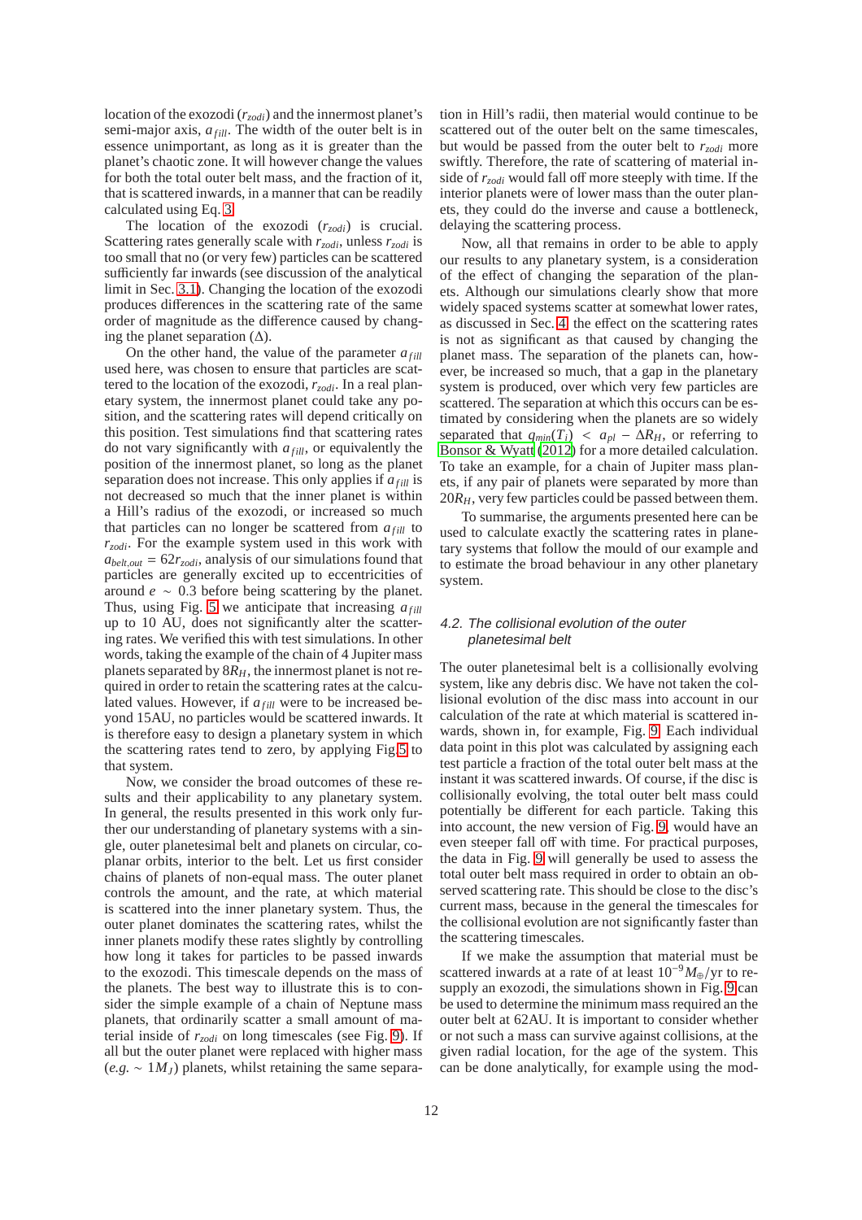location of the exozodi ($r_{zodi}$) and the innermost planet's semi-major axis, $a_{fill}$. The width of the outer belt is in essence unimportant, as long as it is greater than the planet's chaotic zone. It will however change the values for both the total outer belt mass, and the fraction of it, that is scattered inwards, in a manner that can be readily calculated using Eq. 3.

The location of the exozodi ($r_{zodi}$) is crucial. Scattering rates generally scale with $r_{zodi}$, unless $r_{zodi}$ is too small that no (or very few) particles can be scattered sufficiently far inwards (see discussion of the analytical limit in Sec. 3.1). Changing the location of the exozodi produces differences in the scattering rate of the same order of magnitude as the difference caused by changing the planet separation ($\Delta$).

On the other hand, the value of the parameter $a_{fill}$ used here, was chosen to ensure that particles are scattered to the location of the exozodi, $r_{zodi}$. In a real planetary system, the innermost planet could take any position, and the scattering rates will depend critically on this position. Test simulations find that scattering rates do not vary significantly with $a_{fill}$, or equivalently the position of the innermost planet, so long as the planet separation does not increase. This only applies if $a_{fill}$ is not decreased so much that the inner planet is within a Hill's radius of the exozodi, or increased so much that particles can no longer be scattered from $a_{fill}$ to $r_{zodi}$. For the example system used in this work with $a_{belt,out} = 62 r_{zodi}$, analysis of our simulations found that particles are generally excited up to eccentricities of around $e \sim 0.3$ before being scattering by the planet. Thus, using Fig. 5 we anticipate that increasing $a_{fill}$ up to 10 AU, does not significantly alter the scattering rates. We verified this with test simulations. In other words, taking the example of the chain of 4 Jupiter mass planets separated by $8R_H$, the innermost planet is not required in order to retain the scattering rates at the calculated values. However, if $a_{fill}$ were to be increased beyond 15AU, no particles would be scattered inwards. It is therefore easy to design a planetary system in which the scattering rates tend to zero, by applying Fig.5 to that system.

Now, we consider the broad outcomes of these results and their applicability to any planetary system. In general, the results presented in this work only further our understanding of planetary systems with a single, outer planetesimal belt and planets on circular, coplanar orbits, interior to the belt. Let us first consider chains of planets of non-equal mass. The outer planet controls the amount, and the rate, at which material is scattered into the inner planetary system. Thus, the outer planet dominates the scattering rates, whilst the inner planets modify these rates slightly by controlling how long it takes for particles to be passed inwards to the exozodi. This timescale depends on the mass of the planets. The best way to illustrate this is to consider the simple example of a chain of Neptune mass planets, that ordinarily scatter a small amount of material inside of $r_{zodi}$ on long timescales (see Fig. 9). If all but the outer planet were replaced with higher mass (*e.g.* $\sim 1M_J$) planets, whilst retaining the same separation in Hill's radii, then material would continue to be scattered out of the outer belt on the same timescales, but would be passed from the outer belt to $r_{zodi}$ more swiftly. Therefore, the rate of scattering of material inside of $r_{zodi}$ would fall off more steeply with time. If the interior planets were of lower mass than the outer planets, they could do the inverse and cause a bottleneck, delaying the scattering process.

Now, all that remains in order to be able to apply our results to any planetary system, is a consideration of the effect of changing the separation of the planets. Although our simulations clearly show that more widely spaced systems scatter at somewhat lower rates, as discussed in Sec. 4, the effect on the scattering rates is not as significant as that caused by changing the planet mass. The separation of the planets can, however, be increased so much, that a gap in the planetary system is produced, over which very few particles are scattered. The separation at which this occurs can be estimated by considering when the planets are so widely separated that $q_{min}(T_i) < a_{pl} - \Delta R_H$, or referring to Bonsor & Wyatt (2012) for a more detailed calculation. To take an example, for a chain of Jupiter mass planets, if any pair of planets were separated by more than $20R_H$, very few particles could be passed between them.

To summarise, the arguments presented here can be used to calculate exactly the scattering rates in planetary systems that follow the mould of our example and to estimate the broad behaviour in any other planetary system.

### 4.2. The collisional evolution of the outer planetesimal belt

The outer planetesimal belt is a collisionally evolving system, like any debris disc. We have not taken the collisional evolution of the disc mass into account in our calculation of the rate at which material is scattered inwards, shown in, for example, Fig. 9. Each individual data point in this plot was calculated by assigning each test particle a fraction of the total outer belt mass at the instant it was scattered inwards. Of course, if the disc is collisionally evolving, the total outer belt mass could potentially be different for each particle. Taking this into account, the new version of Fig. 9, would have an even steeper fall off with time. For practical purposes, the data in Fig. 9 will generally be used to assess the total outer belt mass required in order to obtain an observed scattering rate. This should be close to the disc's current mass, because in the general the timescales for the collisional evolution are not significantly faster than the scattering timescales.

If we make the assumption that material must be scattered inwards at a rate of at least $10^{-9} M_\oplus$/yr to resupply an exozodi, the simulations shown in Fig. 9 can be used to determine the minimum mass required an the outer belt at 62AU. It is important to consider whether or not such a mass can survive against collisions, at the given radial location, for the age of the system. This can be done analytically, for example using the mod-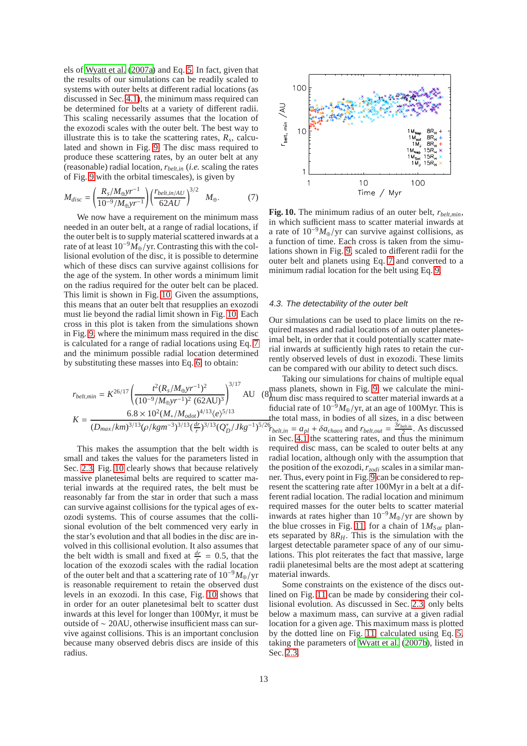els of Wyatt et al. (2007a) and Eq. 5. In fact, given that the results of our simulations can be readily scaled to systems with outer belts at different radial locations (as discussed in Sec. 4.1), the minimum mass required can be determined for belts at a variety of different radii. This scaling necessarily assumes that the location of the exozodi scales with the outer belt. The best way to illustrate this is to take the scattering rates, $R_s$, calculated and shown in Fig. 9. The disc mass required to produce these scattering rates, by an outer belt at any (reasonable) radial location, $r_{belt,in}$ (*i.e.* scaling the rates of Fig. 9 with the orbital timescales), is given by

$$M_{disc} = \left(\frac{R_s/M_{\oplus}yr^{-1}}{10^{-9}/M_{\oplus}yr^{-1}}\right)\left(\frac{r_{belt,in/AU}}{62AU}\right)^{3/2} \quad M_{\oplus}. \tag{7}$$

We now have a requirement on the minimum mass needed in an outer belt, at a range of radial locations, if the outer belt is to supply material scattered inwards at a rate of at least $10^{-9}M_{\oplus}$/yr. Contrasting this with the collisional evolution of the disc, it is possible to determine which of these discs can survive against collisions for the age of the system. In other words a minimum limit on the radius required for the outer belt can be placed. This limit is shown in Fig. 10. Given the assumptions, this means that an outer belt that resupplies an exozodi must lie beyond the radial limit shown in Fig. 10. Each cross in this plot is taken from the simulations shown in Fig. 9, where the minimum mass required in the disc is calculated for a range of radial locations using Eq. 7 and the minimum possible radial location determined by substituting these masses into Eq. 6, to obtain:

$$r_{belt,min} = K^{26/17}\left(\frac{t^2(R_s/M_{\oplus}yr^{-1})^2}{(10^{-9}/M_{\oplus}yr^{-1})^2\,(62\text{AU})^3}\right)^{3/17} \text{AU} \tag{8}$$

$$K = \frac{6.8\times10^2 (M_*/M_{odot})^{4/13}\langle e\rangle^{5/13}}{(D_{max}/km)^{3/13}(\rho/kgm^{-3})^{3/13}(\frac{dr}{r})^{3/13}(Q_D^*/Jkg^{-1})^{5/26}}$$

This makes the assumption that the belt width is small and takes the values for the parameters listed in Sec. 2.3. Fig. 10 clearly shows that because relatively massive planetesimal belts are required to scatter material inwards at the required rates, the belt must be reasonably far from the star in order that such a mass can survive against collisions for the typical ages of exozodi systems. This of course assumes that the collisional evolution of the belt commenced very early in the star's evolution and that all bodies in the disc are involved in this collisional evolution. It also assumes that the belt width is small and fixed at $\frac{dr}{r} = 0.5$, that the location of the exozodi scales with the radial location of the outer belt and that a scattering rate of $10^{-9}M_{\oplus}$/yr is reasonable requirement to retain the observed dust levels in an exozodi. In this case, Fig. 10 shows that in order for an outer planetesimal belt to scatter dust inwards at this level for longer than 100Myr, it must be outside of ~ 20AU, otherwise insufficient mass can survive against collisions. This is an important conclusion because many observed debris discs are inside of this radius.

**Fig. 10.** The minimum radius of an outer belt, $r_{belt,min}$, in which sufficient mass to scatter material inwards at a rate of $10^{-9}M_{\oplus}$/yr can survive against collisions, as a function of time. Each cross is taken from the simulations shown in Fig. 9, scaled to different radii for the outer belt and planets using Eq. 7 and converted to a minimum radial location for the belt using Eq. 9.

### 4.3. The detectability of the outer belt

Our simulations can be used to place limits on the required masses and radial locations of an outer planetesimal belt, in order that it could potentially scatter material inwards at sufficiently high rates to retain the currently observed levels of dust in exozodi. These limits can be compared with our ability to detect such discs.

Taking our simulations for chains of multiple equal mass planets, shown in Fig. 9, we calculate the minimum disc mass required to scatter material inwards at a fiducial rate of $10^{-9}M_{\oplus}$/yr, at an age of 100Myr. This is the total mass, in bodies of all sizes, in a disc between $r_{belt,in} = a_{pl} + \delta a_{chaos}$ and $r_{belt,out} = \frac{3r_{belt,in}}{2}$. As discussed in Sec. 4.1 the scattering rates, and thus the minimum required disc mass, can be scaled to outer belts at any radial location, although only with the assumption that the position of the exozodi, $r_{zodi}$ scales in a similar manner. Thus, every point in Fig. 9 can be considered to represent the scattering rate after 100Myr in a belt at a different radial location. The radial location and minimum required masses for the outer belts to scatter material inwards at rates higher than $10^{-9}M_{\oplus}$/yr are shown by the blue crosses in Fig. 11, for a chain of $1M_{Sat}$ planets separated by $8R_H$. This is the simulation with the largest detectable parameter space of any of our simulations. This plot reiterates the fact that massive, large radii planetesimal belts are the most adept at scattering material inwards.

Some constraints on the existence of the discs outlined on Fig. 11 can be made by considering their collisional evolution. As discussed in Sec. 2.3, only belts below a maximum mass, can survive at a given radial location for a given age. This maximum mass is plotted by the dotted line on Fig. 11, calculated using Eq. 5, taking the parameters of Wyatt et al. (2007b), listed in Sec. 2.3.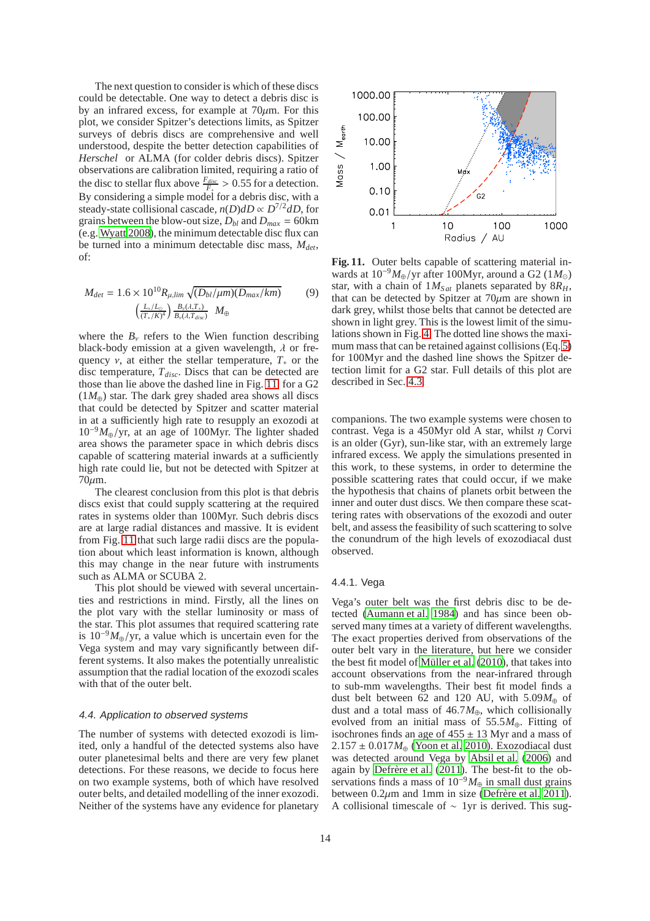The next question to consider is which of these discs could be detectable. One way to detect a debris disc is by an infrared excess, for example at 70$\mu$m. For this plot, we consider Spitzer's detections limits, as Spitzer surveys of debris discs are comprehensive and well understood, despite the better detection capabilities of *Herschel* or ALMA (for colder debris discs). Spitzer observations are calibration limited, requiring a ratio of the disc to stellar flux above $\frac{F_{disc}}{F_*} > 0.55$ for a detection. By considering a simple model for a debris disc, with a steady-state collisional cascade, $n(D)dD \propto D^{7/2}dD$, for grains between the blow-out size, $D_{bl}$ and $D_{max} = 60$km (e.g. Wyatt 2008), the minimum detectable disc flux can be turned into a minimum detectable disc mass, $M_{det}$, of:

$$M_{det} = 1.6 \times 10^{10} R_{\mu,lim} \sqrt{(D_{bl}/\mu m)(D_{max}/km)} \left(\frac{L_*/L_\odot}{(T_*/K)^4}\right) \frac{B_\nu(\lambda, T_*)}{B_\nu(\lambda, T_{disc})} M_\oplus \quad (9)$$

where the $B_\nu$ refers to the Wien function describing black-body emission at a given wavelength, $\lambda$ or frequency $\nu$, at either the stellar temperature, $T_*$ or the disc temperature, $T_{disc}$. Discs that can be detected are those than lie above the dashed line in Fig. 11 for a G2 ($1M_\oplus$) star. The dark grey shaded area shows all discs that could be detected by Spitzer and scatter material in at a sufficiently high rate to resupply an exozodi at $10^{-9}M_\oplus$/yr, at an age of 100Myr. The lighter shaded area shows the parameter space in which debris discs capable of scattering material inwards at a sufficiently high rate could lie, but not be detected with Spitzer at 70$\mu$m.

The clearest conclusion from this plot is that debris discs exist that could supply scattering at the required rates in systems older than 100Myr. Such debris discs are at large radial distances and massive. It is evident from Fig. 11 that such large radii discs are the population about which least information is known, although this may change in the near future with instruments such as ALMA or SCUBA 2.

This plot should be viewed with several uncertainties and restrictions in mind. Firstly, all the lines on the plot vary with the stellar luminosity or mass of the star. This plot assumes that required scattering rate is $10^{-9}M_\oplus$/yr, a value which is uncertain even for the Vega system and may vary significantly between different systems. It also makes the potentially unrealistic assumption that the radial location of the exozodi scales with that of the outer belt.

**Fig. 11.** Outer belts capable of scattering material inwards at $10^{-9}M_\oplus$/yr after 100Myr, around a G2 ($1M_\odot$) star, with a chain of $1M_{Sat}$ planets separated by $8R_H$, that can be detected by Spitzer at 70$\mu$m are shown in dark grey, whilst those belts that cannot be detected are shown in light grey. This is the lowest limit of the simulations shown in Fig. 4. The dotted line shows the maximum mass that can be retained against collisions (Eq. 5) for 100Myr and the dashed line shows the Spitzer detection limit for a G2 star. Full details of this plot are described in Sec. 4.3.

### 4.4. Application to observed systems

The number of systems with detected exozodi is limited, only a handful of the detected systems also have outer planetesimal belts and there are very few planet detections. For these reasons, we decide to focus here on two example systems, both of which have resolved outer belts, and detailed modelling of the inner exozodi. Neither of the systems have any evidence for planetary companions. The two example systems were chosen to contrast. Vega is a 450Myr old A star, whilst $\eta$ Corvi is an older (Gyr), sun-like star, with an extremely large infrared excess. We apply the simulations presented in this work, to these systems, in order to determine the possible scattering rates that could occur, if we make the hypothesis that chains of planets orbit between the inner and outer dust discs. We then compare these scattering rates with observations of the exozodi and outer belt, and assess the feasibility of such scattering to solve the conundrum of the high levels of exozodiacal dust observed.

#### 4.4.1. Vega

Vega's outer belt was the first debris disc to be detected (Aumann et al. 1984) and has since been observed many times at a variety of different wavelengths. The exact properties derived from observations of the outer belt vary in the literature, but here we consider the best fit model of Müller et al. (2010), that takes into account observations from the near-infrared through to sub-mm wavelengths. Their best fit model finds a dust belt between 62 and 120 AU, with $5.09M_\oplus$ of dust and a total mass of $46.7M_\oplus$, which collisionally evolved from an initial mass of $55.5M_\oplus$. Fitting of isochrones finds an age of $455 \pm 13$ Myr and a mass of $2.157 \pm 0.017M_\oplus$ (Yoon et al. 2010). Exozodiacal dust was detected around Vega by Absil et al. (2006) and again by Defrère et al. (2011). The best-fit to the observations finds a mass of $10^{-9}M_\oplus$ in small dust grains between 0.2$\mu$m and 1mm in size (Defrère et al. 2011). A collisional timescale of $\sim$ 1yr is derived. This sug-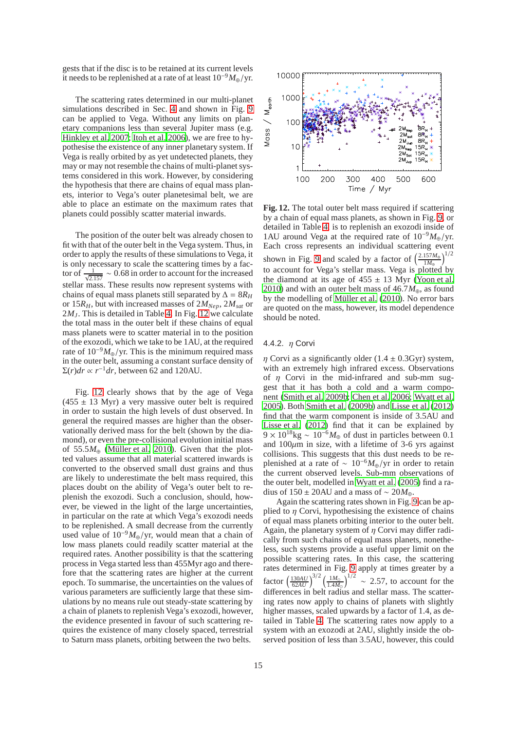gests that if the disc is to be retained at its current levels it needs to be replenished at a rate of at least $10^{-9}M_\oplus$/yr.

The scattering rates determined in our multi-planet simulations described in Sec. 4 and shown in Fig. 9 can be applied to Vega. Without any limits on planetary companions less than several Jupiter mass (e.g. Hinkley et al. 2007; Itoh et al. 2006), we are free to hypothesise the existence of any inner planetary system. If Vega is really orbited by as yet undetected planets, they may or may not resemble the chains of multi-planet systems considered in this work. However, by considering the hypothesis that there are chains of equal mass planets, interior to Vega's outer planetesimal belt, we are able to place an estimate on the maximum rates that planets could possibly scatter material inwards.

The position of the outer belt was already chosen to fit with that of the outer belt in the Vega system. Thus, in order to apply the results of these simulations to Vega, it is only necessary to scale the scattering times by a factor of $\frac{1}{\sqrt{2.157}} \sim 0.68$ in order to account for the increased stellar mass. These results now represent systems with chains of equal mass planets still separated by $\Delta = 8R_H$ or $15R_H$, but with increased masses of $2M_{Nep}$, $2M_{sat}$ or $2M_J$. This is detailed in Table 4. In Fig. 12 we calculate the total mass in the outer belt if these chains of equal mass planets were to scatter material in to the position of the exozodi, which we take to be 1AU, at the required rate of $10^{-9}M_\oplus$/yr. This is the minimum required mass in the outer belt, assuming a constant surface density of $\Sigma(r)dr \propto r^{-1}dr$, between 62 and 120AU.

Fig. 12 clearly shows that by the age of Vega ($455 \pm 13$ Myr) a very massive outer belt is required in order to sustain the high levels of dust observed. In general the required masses are higher than the observationally derived mass for the belt (shown by the diamond), or even the pre-collisional evolution initial mass of $55.5M_\oplus$ (Müller et al. 2010). Given that the plotted values assume that all material scattered inwards is converted to the observed small dust grains and thus are likely to underestimate the belt mass required, this places doubt on the ability of Vega's outer belt to replenish the exozodi. Such a conclusion, should, however, be viewed in the light of the large uncertainties, in particular on the rate at which Vega's exozodi needs to be replenished. A small decrease from the currently used value of $10^{-9}M_\oplus$/yr, would mean that a chain of low mass planets could readily scatter material at the required rates. Another possibility is that the scattering process in Vega started less than 455Myr ago and therefore that the scattering rates are higher at the current epoch. To summarise, the uncertainties on the values of various parameters are sufficiently large that these simulations by no means rule out steady-state scattering by a chain of planets to replenish Vega's exozodi, however, the evidence presented in favour of such scattering requires the existence of many closely spaced, terrestrial to Saturn mass planets, orbiting between the two belts.

**Fig. 12.** The total outer belt mass required if scattering by a chain of equal mass planets, as shown in Fig. 9, or detailed in Table 4, is to replenish an exozodi inside of 1AU around Vega at the required rate of $10^{-9}M_\oplus$/yr. Each cross represents an individual scattering event shown in Fig. 9 and scaled by a factor of $\left(\frac{2.157M_\odot}{1M_\odot}\right)^{1/2}$ to account for Vega's stellar mass. Vega is plotted by the diamond at its age of $455 \pm 13$ Myr (Yoon et al. 2010) and with an outer belt mass of $46.7M_\oplus$, as found by the modelling of Müller et al. (2010). No error bars are quoted on the mass, however, its model dependence should be noted.

#### 4.4.2. $\eta$ Corvi

$\eta$ Corvi as a significantly older ($1.4 \pm 0.3$Gyr) system, with an extremely high infrared excess. Observations of $\eta$ Corvi in the mid-infrared and sub-mm suggest that it has both a cold and a warm component (Smith et al. 2009b; Chen et al. 2006; Wyatt et al. 2005). Both Smith et al. (2009b) and Lisse et al. (2012) find that the warm component is inside of 3.5AU and Lisse et al. (2012) find that it can be explained by $9 \times 10^{18}$kg $\sim 10^{-6}M_\oplus$ of dust in particles between 0.1 and 100$\mu$m in size, with a lifetime of 3-6 yrs against collisions. This suggests that this dust needs to be replenished at a rate of $\sim 10^{-6}M_\oplus$/yr in order to retain the current observed levels. Sub-mm observations of the outer belt, modelled in Wyatt et al. (2005) find a radius of $150 \pm 20$AU and a mass of $\sim 20M_\oplus$.

Again the scattering rates shown in Fig. 9 can be applied to $\eta$ Corvi, hypothesising the existence of chains of equal mass planets orbiting interior to the outer belt. Again, the planetary system of $\eta$ Corvi may differ radically from such chains of equal mass planets, nonetheless, such systems provide a useful upper limit on the possible scattering rates. In this case, the scattering rates determined in Fig. 9 apply at times greater by a factor $\left(\frac{130AU}{62AU}\right)^{3/2}\left(\frac{1M_\odot}{1.4M_\odot}\right)^{1/2} \sim 2.57$, to account for the differences in belt radius and stellar mass. The scattering rates now apply to chains of planets with slightly higher masses, scaled upwards by a factor of 1.4, as detailed in Table 4. The scattering rates now apply to a system with an exozodi at 2AU, slightly inside the observed position of less than 3.5AU, however, this could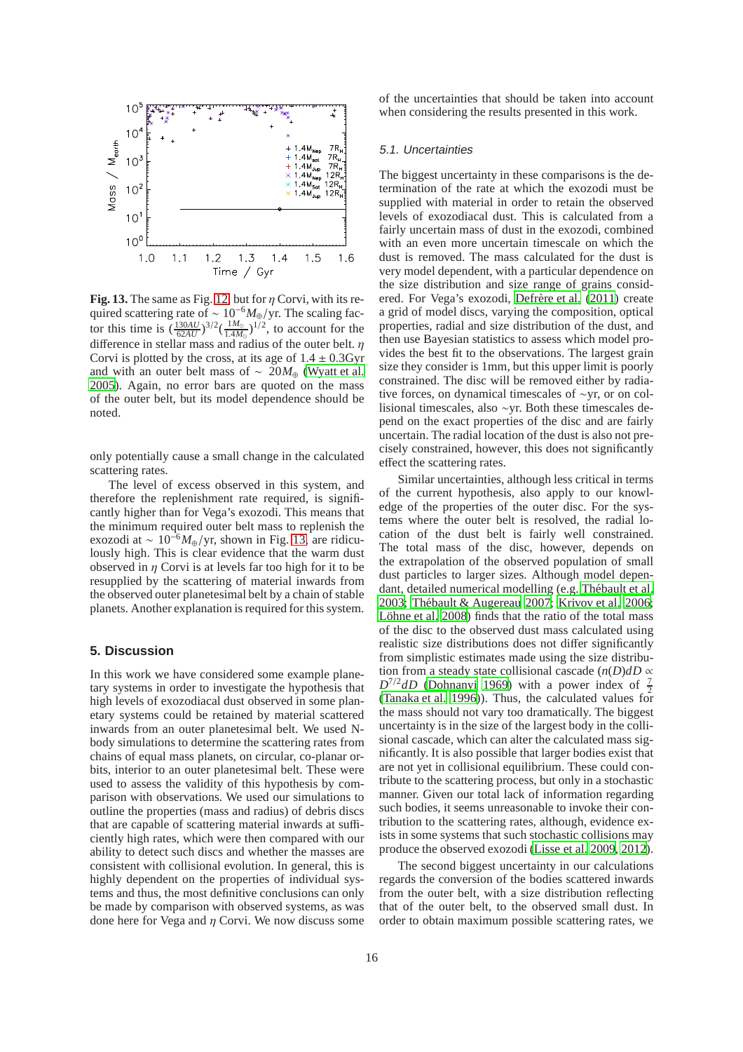**Fig. 13.** The same as Fig. 12, but for $\eta$ Corvi, with its required scattering rate of $\sim 10^{-6} M_{\oplus}$/yr. The scaling factor this time is $(\frac{130AU}{62AU})^{3/2}(\frac{1M_{\odot}}{1.4M_{\odot}})^{1/2}$, to account for the difference in stellar mass and radius of the outer belt. $\eta$ Corvi is plotted by the cross, at its age of $1.4 \pm 0.3$Gyr and with an outer belt mass of $\sim 20M_{\oplus}$ (Wyatt et al. 2005). Again, no error bars are quoted on the mass of the outer belt, but its model dependence should be noted.

only potentially cause a small change in the calculated scattering rates.

The level of excess observed in this system, and therefore the replenishment rate required, is significantly higher than for Vega's exozodi. This means that the minimum required outer belt mass to replenish the exozodi at $\sim 10^{-6}M_{\oplus}$/yr, shown in Fig. 13, are ridiculously high. This is clear evidence that the warm dust observed in $\eta$ Corvi is at levels far too high for it to be resupplied by the scattering of material inwards from the observed outer planetesimal belt by a chain of stable planets. Another explanation is required for this system.

## 5. Discussion

In this work we have considered some example planetary systems in order to investigate the hypothesis that high levels of exozodiacal dust observed in some planetary systems could be retained by material scattered inwards from an outer planetesimal belt. We used N-body simulations to determine the scattering rates from chains of equal mass planets, on circular, co-planar orbits, interior to an outer planetesimal belt. These were used to assess the validity of this hypothesis by comparison with observations. We used our simulations to outline the properties (mass and radius) of debris discs that are capable of scattering material inwards at sufficiently high rates, which were then compared with our ability to detect such discs and whether the masses are consistent with collisional evolution. In general, this is highly dependent on the properties of individual systems and thus, the most definitive conclusions can only be made by comparison with observed systems, as was done here for Vega and $\eta$ Corvi. We now discuss some of the uncertainties that should be taken into account when considering the results presented in this work.

### 5.1. Uncertainties

The biggest uncertainty in these comparisons is the determination of the rate at which the exozodi must be supplied with material in order to retain the observed levels of exozodiacal dust. This is calculated from a fairly uncertain mass of dust in the exozodi, combined with an even more uncertain timescale on which the dust is removed. The mass calculated for the dust is very model dependent, with a particular dependence on the size distribution and size range of grains considered. For Vega's exozodi, Defrère et al. (2011) create a grid of model discs, varying the composition, optical properties, radial and size distribution of the dust, and then use Bayesian statistics to assess which model provides the best fit to the observations. The largest grain size they consider is 1mm, but this upper limit is poorly constrained. The disc will be removed either by radiative forces, on dynamical timescales of ~yr, or on collisional timescales, also ~yr. Both these timescales depend on the exact properties of the disc and are fairly uncertain. The radial location of the dust is also not precisely constrained, however, this does not significantly effect the scattering rates.

Similar uncertainties, although less critical in terms of the current hypothesis, also apply to our knowledge of the properties of the outer disc. For the systems where the outer belt is resolved, the radial location of the dust belt is fairly well constrained. The total mass of the disc, however, depends on the extrapolation of the observed population of small dust particles to larger sizes. Although model dependant, detailed numerical modelling (e.g. Thébault et al. 2003; Thébault & Augereau 2007; Krivov et al. 2006; Löhne et al. 2008) finds that the ratio of the total mass of the disc to the observed dust mass calculated using realistic size distributions does not differ significantly from simplistic estimates made using the size distribution from a steady state collisional cascade ($n(D)dD \propto D^{7/2}dD$ (Dohnanyi 1969) with a power index of $\frac{7}{2}$ (Tanaka et al. 1996)). Thus, the calculated values for the mass should not vary too dramatically. The biggest uncertainty is in the size of the largest body in the collisional cascade, which can alter the calculated mass significantly. It is also possible that larger bodies exist that are not yet in collisional equilibrium. These could contribute to the scattering process, but only in a stochastic manner. Given our total lack of information regarding such bodies, it seems unreasonable to invoke their contribution to the scattering rates, although, evidence exists in some systems that such stochastic collisions may produce the observed exozodi (Lisse et al. 2009, 2012).

The second biggest uncertainty in our calculations regards the conversion of the bodies scattered inwards from the outer belt, with a size distribution reflecting that of the outer belt, to the observed small dust. In order to obtain maximum possible scattering rates, we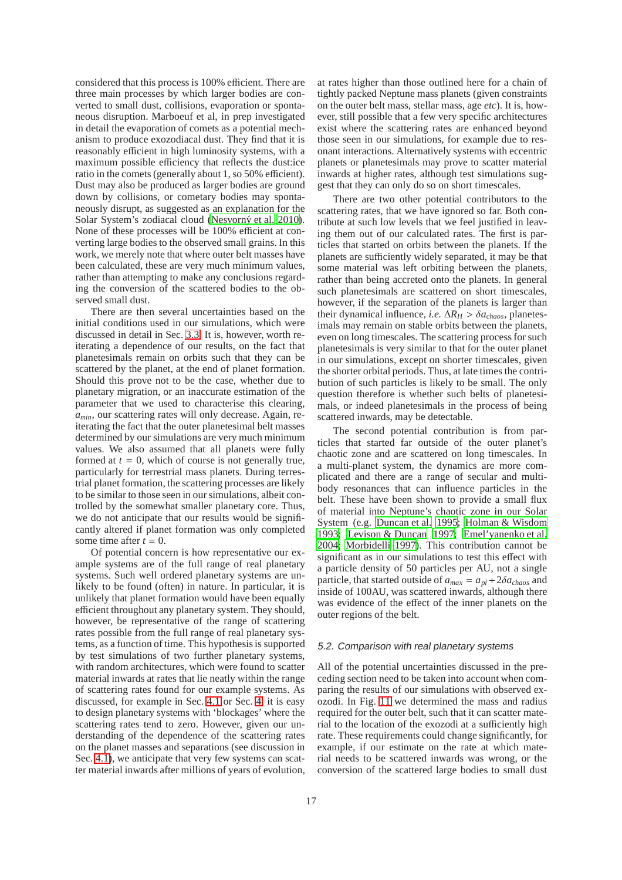considered that this process is 100% efficient. There are three main processes by which larger bodies are converted to small dust, collisions, evaporation or spontaneous disruption. Marboeuf et al, in prep investigated in detail the evaporation of comets as a potential mechanism to produce exozodiacal dust. They find that it is reasonably efficient in high luminosity systems, with a maximum possible efficiency that reflects the dust:ice ratio in the comets (generally about 1, so 50% efficient). Dust may also be produced as larger bodies are ground down by collisions, or cometary bodies may spontaneously disrupt, as suggested as an explanation for the Solar System's zodiacal cloud (Nesvorný et al. 2010). None of these processes will be 100% efficient at converting large bodies to the observed small grains. In this work, we merely note that where outer belt masses have been calculated, these are very much minimum values, rather than attempting to make any conclusions regarding the conversion of the scattered bodies to the observed small dust.

There are then several uncertainties based on the initial conditions used in our simulations, which were discussed in detail in Sec. 3.3. It is, however, worth reiterating a dependence of our results, on the fact that planetesimals remain on orbits such that they can be scattered by the planet, at the end of planet formation. Should this prove not to be the case, whether due to planetary migration, or an inaccurate estimation of the parameter that we used to characterise this clearing, $a_{min}$, our scattering rates will only decrease. Again, reiterating the fact that the outer planetesimal belt masses determined by our simulations are very much minimum values. We also assumed that all planets were fully formed at $t = 0$, which of course is not generally true, particularly for terrestrial mass planets. During terrestrial planet formation, the scattering processes are likely to be similar to those seen in our simulations, albeit controlled by the somewhat smaller planetary core. Thus, we do not anticipate that our results would be significantly altered if planet formation was only completed some time after $t = 0$.

Of potential concern is how representative our example systems are of the full range of real planetary systems. Such well ordered planetary systems are unlikely to be found (often) in nature. In particular, it is unlikely that planet formation would have been equally efficient throughout any planetary system. They should, however, be representative of the range of scattering rates possible from the full range of real planetary systems, as a function of time. This hypothesis is supported by test simulations of two further planetary systems, with random architectures, which were found to scatter material inwards at rates that lie neatly within the range of scattering rates found for our example systems. As discussed, for example in Sec. 4.1 or Sec. 4, it is easy to design planetary systems with 'blockages' where the scattering rates tend to zero. However, given our understanding of the dependence of the scattering rates on the planet masses and separations (see discussion in Sec. 4.1), we anticipate that very few systems can scatter material inwards after millions of years of evolution, at rates higher than those outlined here for a chain of tightly packed Neptune mass planets (given constraints on the outer belt mass, stellar mass, age *etc*). It is, however, still possible that a few very specific architectures exist where the scattering rates are enhanced beyond those seen in our simulations, for example due to resonant interactions. Alternatively systems with eccentric planets or planetesimals may prove to scatter material inwards at higher rates, although test simulations suggest that they can only do so on short timescales.

There are two other potential contributors to the scattering rates, that we have ignored so far. Both contribute at such low levels that we feel justified in leaving them out of our calculated rates. The first is particles that started on orbits between the planets. If the planets are sufficiently widely separated, it may be that some material was left orbiting between the planets, rather than being accreted onto the planets. In general such planetesimals are scattered on short timescales, however, if the separation of the planets is larger than their dynamical influence, *i.e.* $\Delta R_H > \delta a_{chaos}$, planetesimals may remain on stable orbits between the planets, even on long timescales. The scattering process for such planetesimals is very similar to that for the outer planet in our simulations, except on shorter timescales, given the shorter orbital periods. Thus, at late times the contribution of such particles is likely to be small. The only question therefore is whether such belts of planetesimals, or indeed planetesimals in the process of being scattered inwards, may be detectable.

The second potential contribution is from particles that started far outside of the outer planet's chaotic zone and are scattered on long timescales. In a multi-planet system, the dynamics are more complicated and there are a range of secular and multi-body resonances that can influence particles in the belt. These have been shown to provide a small flux of material into Neptune's chaotic zone in our Solar System (e.g. Duncan et al. 1995; Holman & Wisdom 1993; Levison & Duncan 1997; Emel'yanenko et al. 2004; Morbidelli 1997). This contribution cannot be significant as in our simulations to test this effect with a particle density of 50 particles per AU, not a single particle, that started outside of $a_{max} = a_{pl} + 2\delta a_{chaos}$ and inside of 100AU, was scattered inwards, although there was evidence of the effect of the inner planets on the outer regions of the belt.

### *5.2. Comparison with real planetary systems*

All of the potential uncertainties discussed in the preceding section need to be taken into account when comparing the results of our simulations with observed exozodi. In Fig. 11 we determined the mass and radius required for the outer belt, such that it can scatter material to the location of the exozodi at a sufficiently high rate. These requirements could change significantly, for example, if our estimate on the rate at which material needs to be scattered inwards was wrong, or the conversion of the scattered large bodies to small dust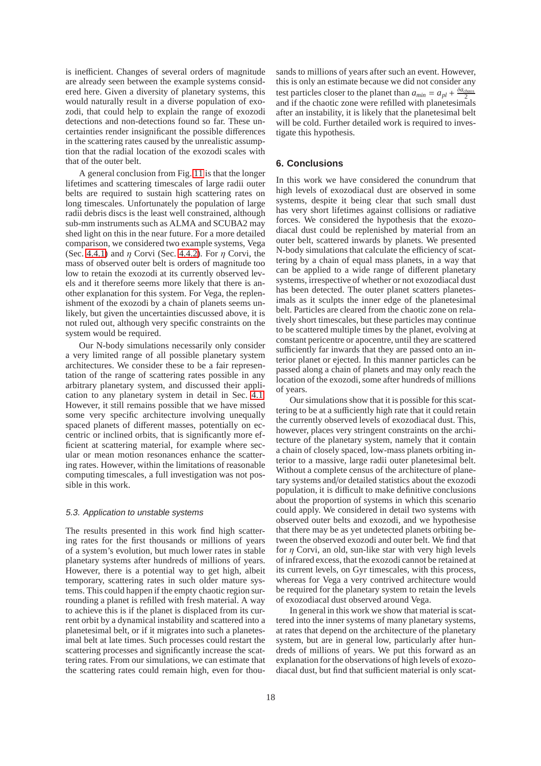is inefficient. Changes of several orders of magnitude are already seen between the example systems considered here. Given a diversity of planetary systems, this would naturally result in a diverse population of exozodi, that could help to explain the range of exozodi detections and non-detections found so far. These uncertainties render insignificant the possible differences in the scattering rates caused by the unrealistic assumption that the radial location of the exozodi scales with that of the outer belt.

A general conclusion from Fig. 11 is that the longer lifetimes and scattering timescales of large radii outer belts are required to sustain high scattering rates on long timescales. Unfortunately the population of large radii debris discs is the least well constrained, although sub-mm instruments such as ALMA and SCUBA2 may shed light on this in the near future. For a more detailed comparison, we considered two example systems, Vega (Sec. 4.4.1) and $\eta$ Corvi (Sec. 4.4.2). For $\eta$ Corvi, the mass of observed outer belt is orders of magnitude too low to retain the exozodi at its currently observed levels and it therefore seems more likely that there is another explanation for this system. For Vega, the replenishment of the exozodi by a chain of planets seems unlikely, but given the uncertainties discussed above, it is not ruled out, although very specific constraints on the system would be required.

Our N-body simulations necessarily only consider a very limited range of all possible planetary system architectures. We consider these to be a fair representation of the range of scattering rates possible in any arbitrary planetary system, and discussed their application to any planetary system in detail in Sec. 4.1. However, it still remains possible that we have missed some very specific architecture involving unequally spaced planets of different masses, potentially on eccentric or inclined orbits, that is significantly more efficient at scattering material, for example where secular or mean motion resonances enhance the scattering rates. However, within the limitations of reasonable computing timescales, a full investigation was not possible in this work.

### 5.3. Application to unstable systems

The results presented in this work find high scattering rates for the first thousands or millions of years of a system's evolution, but much lower rates in stable planetary systems after hundreds of millions of years. However, there is a potential way to get high, albeit temporary, scattering rates in such older mature systems. This could happen if the empty chaotic region surrounding a planet is refilled with fresh material. A way to achieve this is if the planet is displaced from its current orbit by a dynamical instability and scattered into a planetesimal belt, or if it migrates into such a planetesimal belt at late times. Such processes could restart the scattering processes and significantly increase the scattering rates. From our simulations, we can estimate that the scattering rates could remain high, even for thousands to millions of years after such an event. However, this is only an estimate because we did not consider any test particles closer to the planet than $a_{min} = a_{pl} + \frac{\delta a_{chaos}}{2}$ and if the chaotic zone were refilled with planetesimals after an instability, it is likely that the planetesimal belt will be cold. Further detailed work is required to investigate this hypothesis.

## 6. Conclusions

In this work we have considered the conundrum that high levels of exozodiacal dust are observed in some systems, despite it being clear that such small dust has very short lifetimes against collisions or radiative forces. We considered the hypothesis that the exozodiacal dust could be replenished by material from an outer belt, scattered inwards by planets. We presented N-body simulations that calculate the efficiency of scattering by a chain of equal mass planets, in a way that can be applied to a wide range of different planetary systems, irrespective of whether or not exozodiacal dust has been detected. The outer planet scatters planetesimals as it sculpts the inner edge of the planetesimal belt. Particles are cleared from the chaotic zone on relatively short timescales, but these particles may continue to be scattered multiple times by the planet, evolving at constant pericentre or apocentre, until they are scattered sufficiently far inwards that they are passed onto an interior planet or ejected. In this manner particles can be passed along a chain of planets and may only reach the location of the exozodi, some after hundreds of millions of years.

Our simulations show that it is possible for this scattering to be at a sufficiently high rate that it could retain the currently observed levels of exozodiacal dust. This, however, places very stringent constraints on the architecture of the planetary system, namely that it contain a chain of closely spaced, low-mass planets orbiting interior to a massive, large radii outer planetesimal belt. Without a complete census of the architecture of planetary systems and/or detailed statistics about the exozodi population, it is difficult to make definitive conclusions about the proportion of systems in which this scenario could apply. We considered in detail two systems with observed outer belts and exozodi, and we hypothesise that there may be as yet undetected planets orbiting between the observed exozodi and outer belt. We find that for $\eta$ Corvi, an old, sun-like star with very high levels of infrared excess, that the exozodi cannot be retained at its current levels, on Gyr timescales, with this process, whereas for Vega a very contrived architecture would be required for the planetary system to retain the levels of exozodiacal dust observed around Vega.

In general in this work we show that material is scattered into the inner systems of many planetary systems, at rates that depend on the architecture of the planetary system, but are in general low, particularly after hundreds of millions of years. We put this forward as an explanation for the observations of high levels of exozodiacal dust, but find that sufficient material is only scat-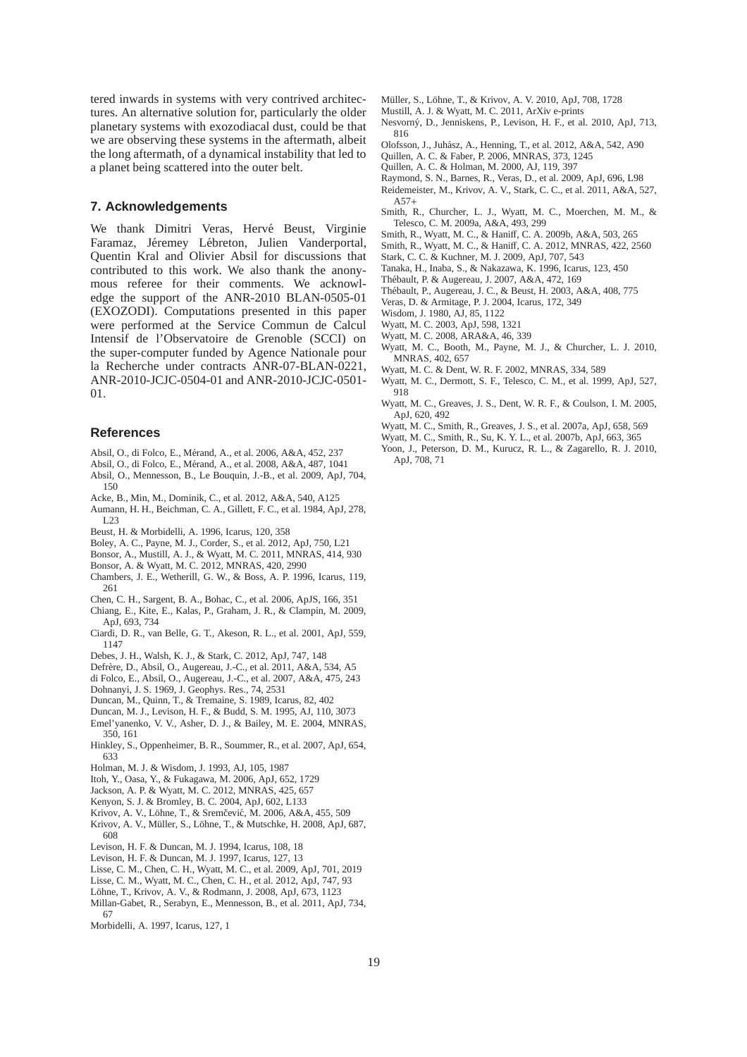tered inwards in systems with very contrived architectures. An alternative solution for, particularly the older planetary systems with exozodiacal dust, could be that we are observing these systems in the aftermath, albeit the long aftermath, of a dynamical instability that led to a planet being scattered into the outer belt.

## 7. Acknowledgements

We thank Dimitri Veras, Hervé Beust, Virginie Faramaz, Jéremey Lébreton, Julien Vanderportal, Quentin Kral and Olivier Absil for discussions that contributed to this work. We also thank the anonymous referee for their comments. We acknowledge the support of the ANR-2010 BLAN-0505-01 (EXOZODI). Computations presented in this paper were performed at the Service Commun de Calcul Intensif de l'Observatoire de Grenoble (SCCI) on the super-computer funded by Agence Nationale pour la Recherche under contracts ANR-07-BLAN-0221, ANR-2010-JCJC-0504-01 and ANR-2010-JCJC-0501-01.

## References

Absil, O., di Folco, E., Mérand, A., et al. 2006, A&A, 452, 237
Absil, O., di Folco, E., Mérand, A., et al. 2008, A&A, 487, 1041
Absil, O., Mennesson, B., Le Bouquin, J.-B., et al. 2009, ApJ, 704, 150
Acke, B., Min, M., Dominik, C., et al. 2012, A&A, 540, A125
Aumann, H. H., Beichman, C. A., Gillett, F. C., et al. 1984, ApJ, 278, L23
Beust, H. & Morbidelli, A. 1996, Icarus, 120, 358
Boley, A. C., Payne, M. J., Corder, S., et al. 2012, ApJ, 750, L21
Bonsor, A., Mustill, A. J., & Wyatt, M. C. 2011, MNRAS, 414, 930
Bonsor, A. & Wyatt, M. C. 2012, MNRAS, 420, 2990
Chambers, J. E., Wetherill, G. W., & Boss, A. P. 1996, Icarus, 119, 261
Chen, C. H., Sargent, B. A., Bohac, C., et al. 2006, ApJS, 166, 351
Chiang, E., Kite, E., Kalas, P., Graham, J. R., & Clampin, M. 2009, ApJ, 693, 734
Ciardi, D. R., van Belle, G. T., Akeson, R. L., et al. 2001, ApJ, 559, 1147
Debes, J. H., Walsh, K. J., & Stark, C. 2012, ApJ, 747, 148
Defrère, D., Absil, O., Augereau, J.-C., et al. 2011, A&A, 534, A5
di Folco, E., Absil, O., Augereau, J.-C., et al. 2007, A&A, 475, 243
Dohnanyi, J. S. 1969, J. Geophys. Res., 74, 2531
Duncan, M., Quinn, T., & Tremaine, S. 1989, Icarus, 82, 402
Duncan, M. J., Levison, H. F., & Budd, S. M. 1995, AJ, 110, 3073
Emel'yanenko, V. V., Asher, D. J., & Bailey, M. E. 2004, MNRAS, 350, 161
Hinkley, S., Oppenheimer, B. R., Soummer, R., et al. 2007, ApJ, 654, 633
Holman, M. J. & Wisdom, J. 1993, AJ, 105, 1987
Itoh, Y., Oasa, Y., & Fukagawa, M. 2006, ApJ, 652, 1729
Jackson, A. P. & Wyatt, M. C. 2012, MNRAS, 425, 657
Kenyon, S. J. & Bromley, B. C. 2004, ApJ, 602, L133
Krivov, A. V., Löhne, T., & Sremčević, M. 2006, A&A, 455, 509
Krivov, A. V., Müller, S., Löhne, T., & Mutschke, H. 2008, ApJ, 687, 608
Levison, H. F. & Duncan, M. J. 1994, Icarus, 108, 18
Levison, H. F. & Duncan, M. J. 1997, Icarus, 127, 13
Lisse, C. M., Chen, C. H., Wyatt, M. C., et al. 2009, ApJ, 701, 2019
Lisse, C. M., Wyatt, M. C., Chen, C. H., et al. 2012, ApJ, 747, 93
Löhne, T., Krivov, A. V., & Rodmann, J. 2008, ApJ, 673, 1123
Millan-Gabet, R., Serabyn, E., Mennesson, B., et al. 2011, ApJ, 734, 67
Morbidelli, A. 1997, Icarus, 127, 1
Müller, S., Löhne, T., & Krivov, A. V. 2010, ApJ, 708, 1728
Mustill, A. J. & Wyatt, M. C. 2011, ArXiv e-prints
Nesvorný, D., Jenniskens, P., Levison, H. F., et al. 2010, ApJ, 713, 816
Olofsson, J., Juhász, A., Henning, T., et al. 2012, A&A, 542, A90
Quillen, A. C. & Faber, P. 2006, MNRAS, 373, 1245
Quillen, A. C. & Holman, M. 2000, AJ, 119, 397
Raymond, S. N., Barnes, R., Veras, D., et al. 2009, ApJ, 696, L98
Reidemeister, M., Krivov, A. V., Stark, C. C., et al. 2011, A&A, 527, A57+
Smith, R., Churcher, L. J., Wyatt, M. C., Moerchen, M. M., & Telesco, C. M. 2009a, A&A, 493, 299
Smith, R., Wyatt, M. C., & Haniff, C. A. 2009b, A&A, 503, 265
Smith, R., Wyatt, M. C., & Haniff, C. A. 2012, MNRAS, 422, 2560
Stark, C. C. & Kuchner, M. J. 2009, ApJ, 707, 543
Tanaka, H., Inaba, S., & Nakazawa, K. 1996, Icarus, 123, 450
Thébault, P. & Augereau, J. 2007, A&A, 472, 169
Thébault, P., Augereau, J. C., & Beust, H. 2003, A&A, 408, 775
Veras, D. & Armitage, P. J. 2004, Icarus, 172, 349
Wisdom, J. 1980, AJ, 85, 1122
Wyatt, M. C. 2003, ApJ, 598, 1321
Wyatt, M. C. 2008, ARA&A, 46, 339
Wyatt, M. C., Booth, M., Payne, M. J., & Churcher, L. J. 2010, MNRAS, 402, 657
Wyatt, M. C. & Dent, W. R. F. 2002, MNRAS, 334, 589
Wyatt, M. C., Dermott, S. F., Telesco, C. M., et al. 1999, ApJ, 527, 918
Wyatt, M. C., Greaves, J. S., Dent, W. R. F., & Coulson, I. M. 2005, ApJ, 620, 492
Wyatt, M. C., Smith, R., Greaves, J. S., et al. 2007a, ApJ, 658, 569
Wyatt, M. C., Smith, R., Su, K. Y. L., et al. 2007b, ApJ, 663, 365
Yoon, J., Peterson, D. M., Kurucz, R. L., & Zagarello, R. J. 2010, ApJ, 708, 71